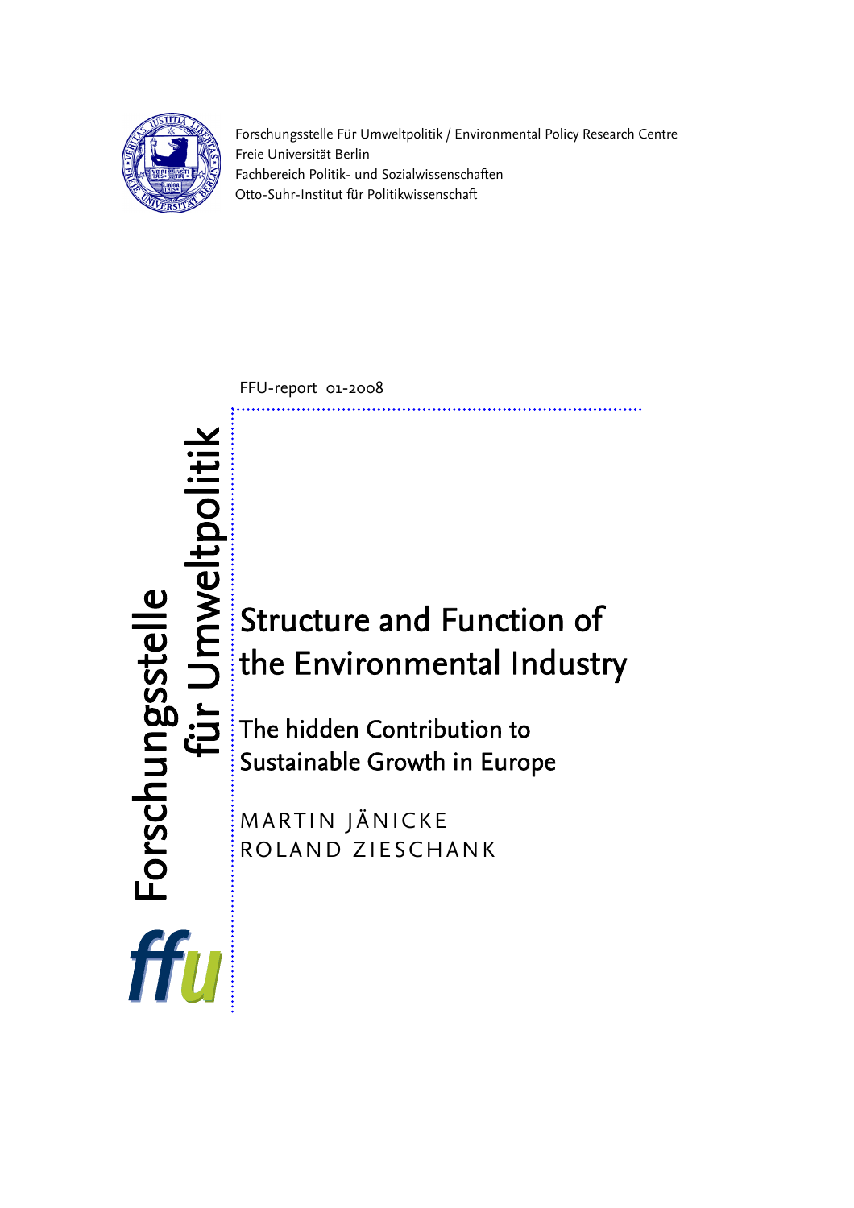Forschungsstelle Für Umweltpolitik / Environmental Policy Research Centre
Freie Universität Berlin
Fachbereich Politik- und Sozialwissenschaften
Otto-Suhr-Institut für Politikwissenschaft

FFU-report 01-2008

Forschungsstelle für Umweltpolitik

ffu

# Structure and Function of the Environmental Industry

## The hidden Contribution to Sustainable Growth in Europe

MARTIN JÄNICKE
ROLAND ZIESCHANK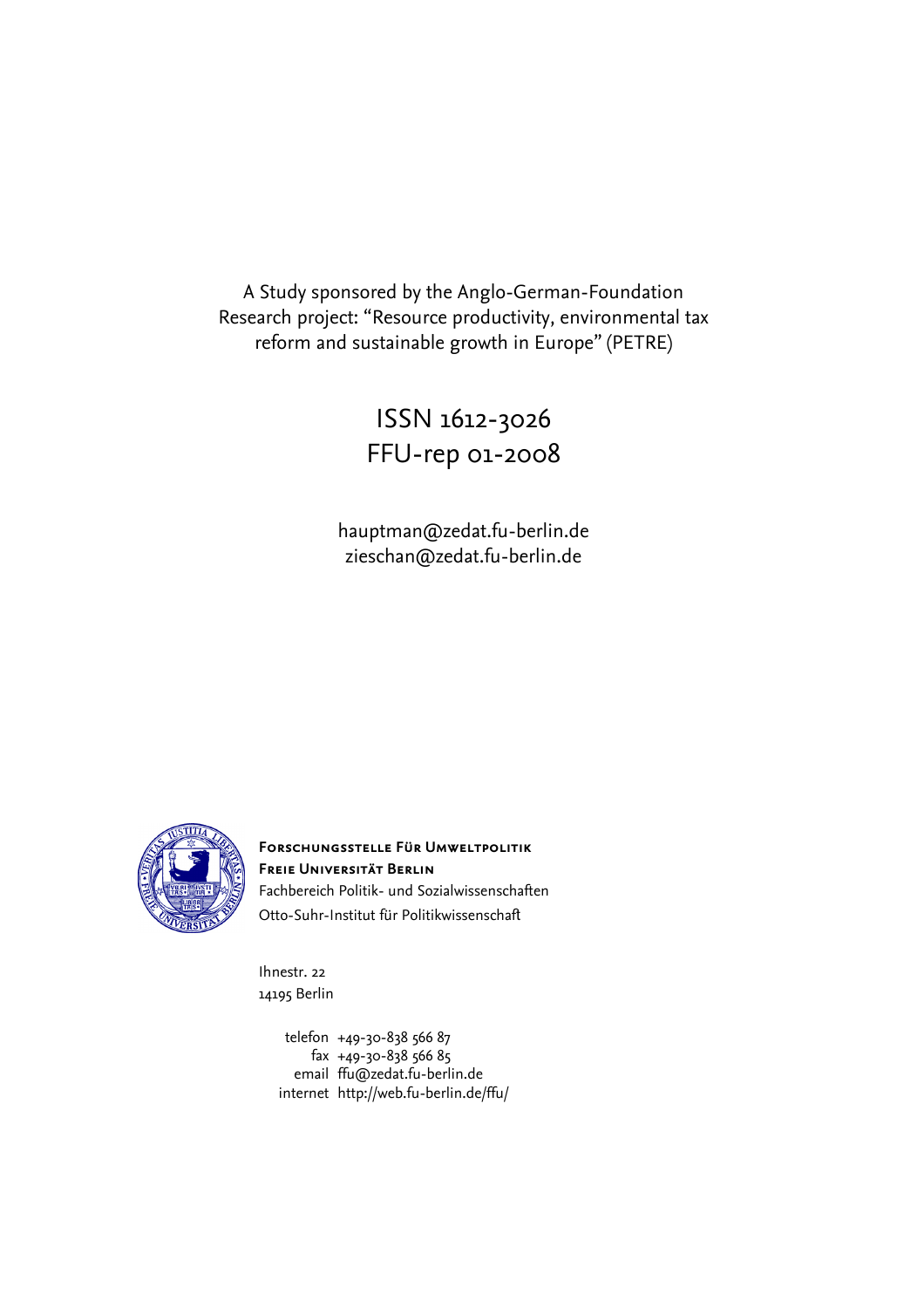A Study sponsored by the Anglo-German-Foundation
Research project: "Resource productivity, environmental tax reform and sustainable growth in Europe" (PETRE)

ISSN 1612-3026
FFU-rep 01-2008

hauptman@zedat.fu-berlin.de
zieschan@zedat.fu-berlin.de

**Forschungsstelle Für Umweltpolitik**
**Freie Universität Berlin**
Fachbereich Politik- und Sozialwissenschaften
Otto-Suhr-Institut für Politikwissenschaft

Ihnestr. 22
14195 Berlin

telefon +49-30-838 566 87
fax +49-30-838 566 85
email ffu@zedat.fu-berlin.de
internet http://web.fu-berlin.de/ffu/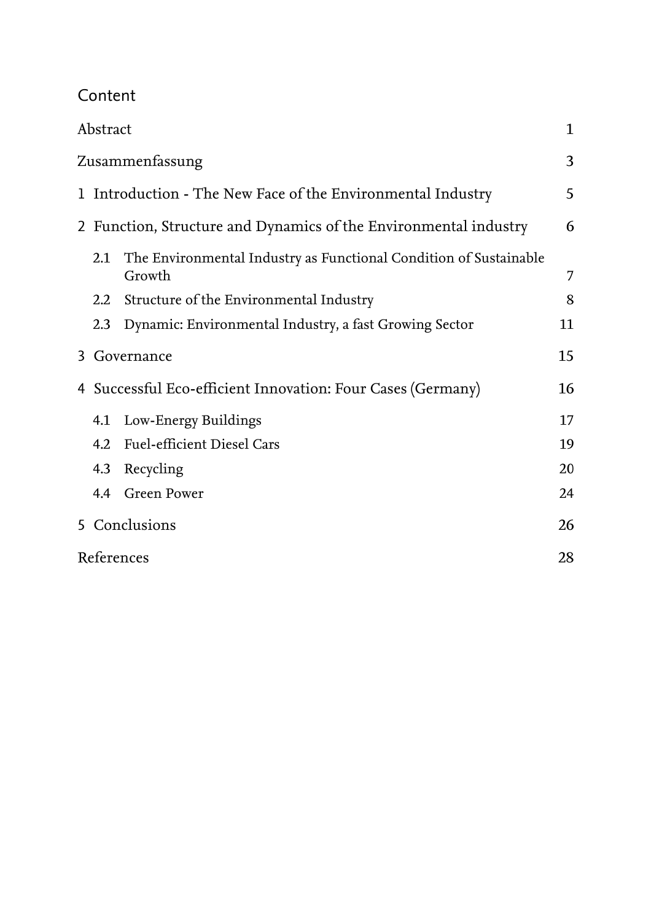## Content

| | |
|---|---|
| Abstract | 1 |
| Zusammenfassung | 3 |
| 1 Introduction - The New Face of the Environmental Industry | 5 |
| 2 Function, Structure and Dynamics of the Environmental industry | 6 |
| 2.1 The Environmental Industry as Functional Condition of Sustainable Growth | 7 |
| 2.2 Structure of the Environmental Industry | 8 |
| 2.3 Dynamic: Environmental Industry, a fast Growing Sector | 11 |
| 3 Governance | 15 |
| 4 Successful Eco-efficient Innovation: Four Cases (Germany) | 16 |
| 4.1 Low-Energy Buildings | 17 |
| 4.2 Fuel-efficient Diesel Cars | 19 |
| 4.3 Recycling | 20 |
| 4.4 Green Power | 24 |
| 5 Conclusions | 26 |
| References | 28 |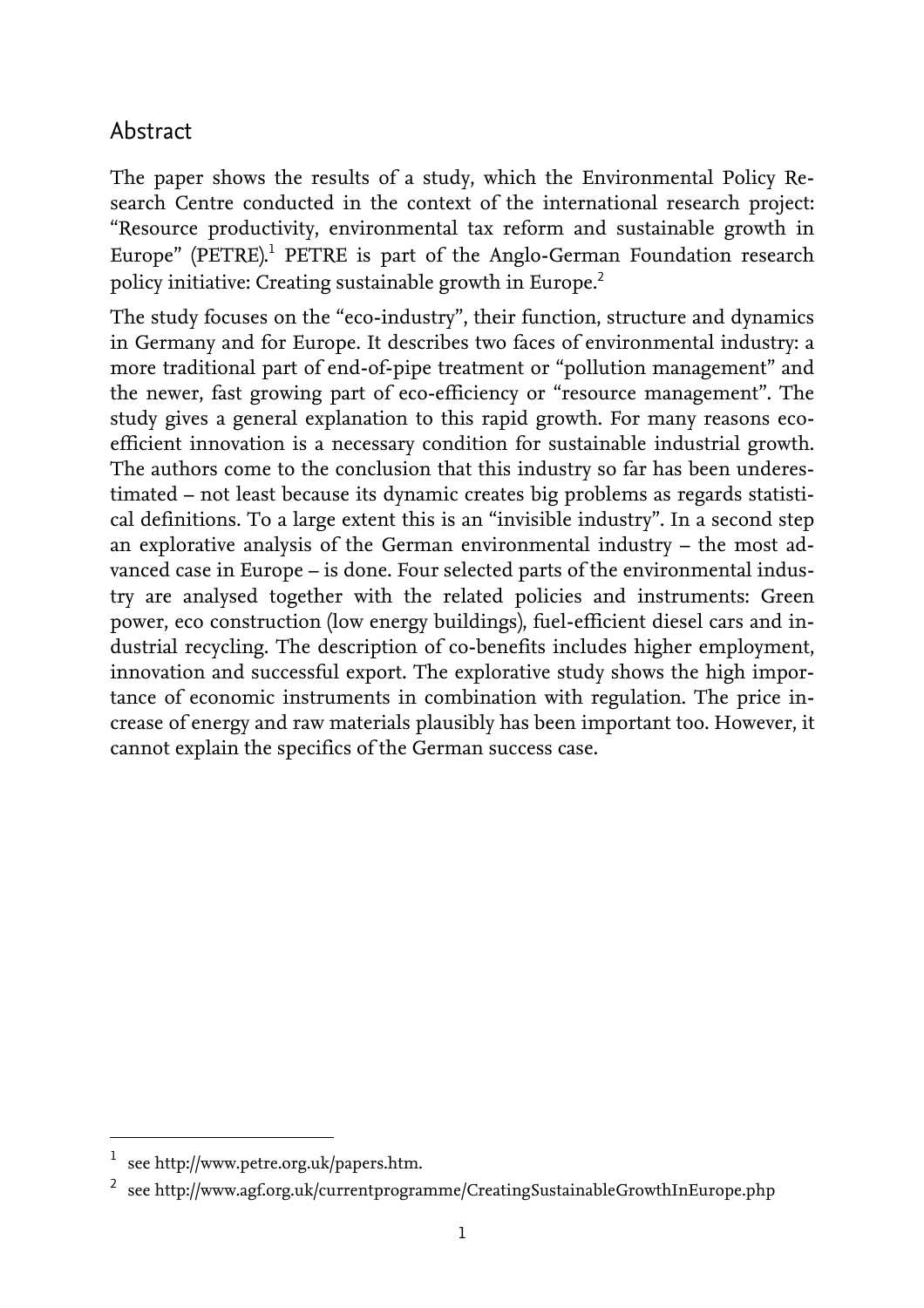## Abstract

The paper shows the results of a study, which the Environmental Policy Research Centre conducted in the context of the international research project: "Resource productivity, environmental tax reform and sustainable growth in Europe" (PETRE).[1] PETRE is part of the Anglo-German Foundation research policy initiative: Creating sustainable growth in Europe.[2]

The study focuses on the "eco-industry", their function, structure and dynamics in Germany and for Europe. It describes two faces of environmental industry: a more traditional part of end-of-pipe treatment or "pollution management" and the newer, fast growing part of eco-efficiency or "resource management". The study gives a general explanation to this rapid growth. For many reasons eco-efficient innovation is a necessary condition for sustainable industrial growth. The authors come to the conclusion that this industry so far has been underestimated – not least because its dynamic creates big problems as regards statistical definitions. To a large extent this is an "invisible industry". In a second step an explorative analysis of the German environmental industry – the most advanced case in Europe – is done. Four selected parts of the environmental industry are analysed together with the related policies and instruments: Green power, eco construction (low energy buildings), fuel-efficient diesel cars and industrial recycling. The description of co-benefits includes higher employment, innovation and successful export. The explorative study shows the high importance of economic instruments in combination with regulation. The price increase of energy and raw materials plausibly has been important too. However, it cannot explain the specifics of the German success case.

---

[1] see http://www.petre.org.uk/papers.htm.

[2] see http://www.agf.org.uk/currentprogramme/CreatingSustainableGrowthInEurope.php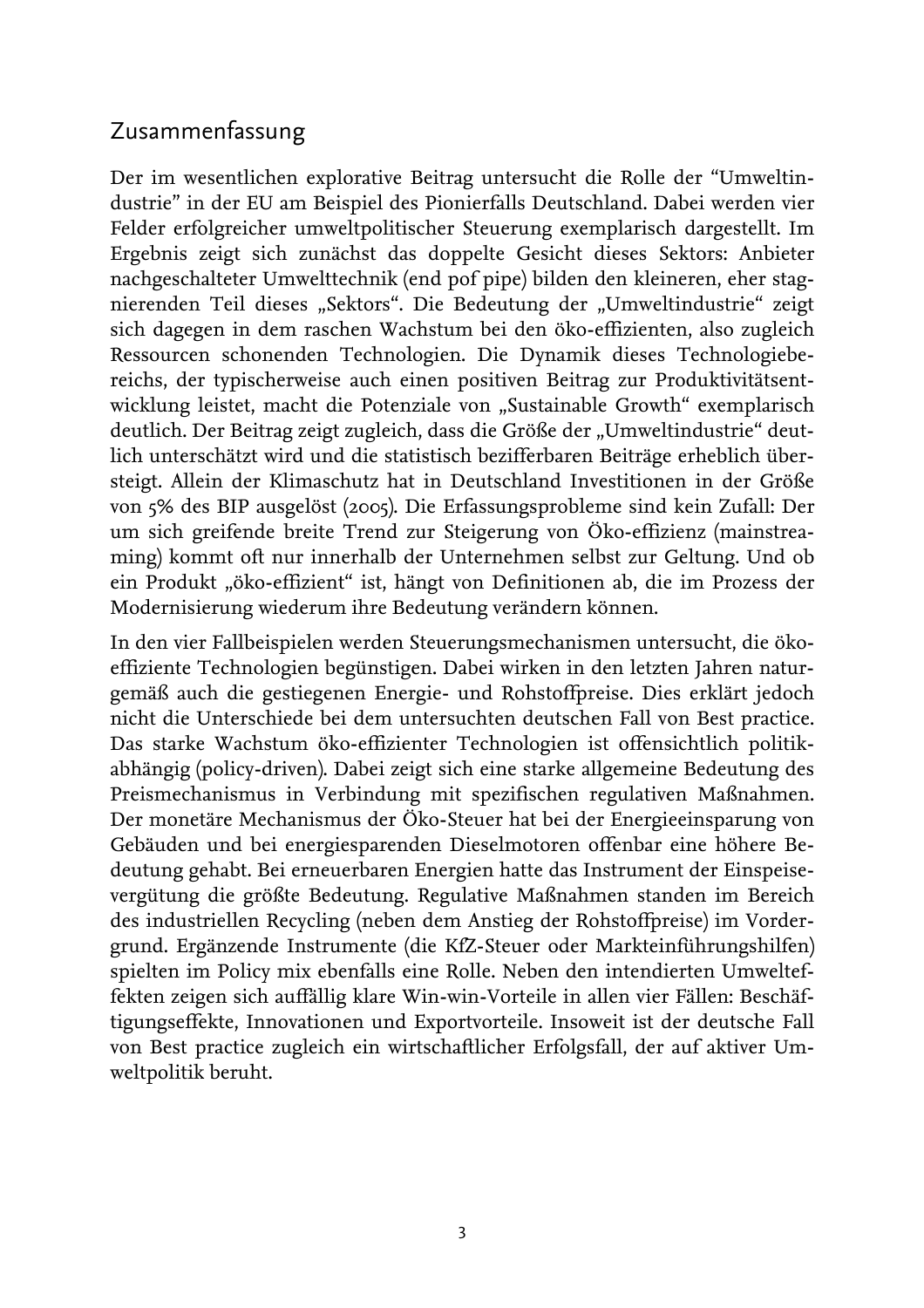## Zusammenfassung

Der im wesentlichen explorative Beitrag untersucht die Rolle der “Umweltindustrie” in der EU am Beispiel des Pionierfalls Deutschland. Dabei werden vier Felder erfolgreicher umweltpolitischer Steuerung exemplarisch dargestellt. Im Ergebnis zeigt sich zunächst das doppelte Gesicht dieses Sektors: Anbieter nachgeschalteter Umwelttechnik (end pof pipe) bilden den kleineren, eher stagnierenden Teil dieses „Sektors“. Die Bedeutung der „Umweltindustrie“ zeigt sich dagegen in dem raschen Wachstum bei den öko-effizienten, also zugleich Ressourcen schonenden Technologien. Die Dynamik dieses Technologiebereichs, der typischerweise auch einen positiven Beitrag zur Produktivitätsentwicklung leistet, macht die Potenziale von „Sustainable Growth“ exemplarisch deutlich. Der Beitrag zeigt zugleich, dass die Größe der „Umweltindustrie“ deutlich unterschätzt wird und die statistisch bezifferbaren Beiträge erheblich übersteigt. Allein der Klimaschutz hat in Deutschland Investitionen in der Größe von 5% des BIP ausgelöst (2005). Die Erfassungsprobleme sind kein Zufall: Der um sich greifende breite Trend zur Steigerung von Öko-effizienz (mainstreaming) kommt oft nur innerhalb der Unternehmen selbst zur Geltung. Und ob ein Produkt „öko-effizient“ ist, hängt von Definitionen ab, die im Prozess der Modernisierung wiederum ihre Bedeutung verändern können.

In den vier Fallbeispielen werden Steuerungsmechanismen untersucht, die öko-effiziente Technologien begünstigen. Dabei wirken in den letzten Jahren naturgemäß auch die gestiegenen Energie- und Rohstoffpreise. Dies erklärt jedoch nicht die Unterschiede bei dem untersuchten deutschen Fall von Best practice. Das starke Wachstum öko-effizienter Technologien ist offensichtlich politikabhängig (policy-driven). Dabei zeigt sich eine starke allgemeine Bedeutung des Preismechanismus in Verbindung mit spezifischen regulativen Maßnahmen. Der monetäre Mechanismus der Öko-Steuer hat bei der Energieeinsparung von Gebäuden und bei energiesparenden Dieselmotoren offenbar eine höhere Bedeutung gehabt. Bei erneuerbaren Energien hatte das Instrument der Einspeisevergütung die größte Bedeutung. Regulative Maßnahmen standen im Bereich des industriellen Recycling (neben dem Anstieg der Rohstoffpreise) im Vordergrund. Ergänzende Instrumente (die KfZ-Steuer oder Markteinführungshilfen) spielten im Policy mix ebenfalls eine Rolle. Neben den intendierten Umwelteffekten zeigen sich auffällig klare Win-win-Vorteile in allen vier Fällen: Beschäftigungseffekte, Innovationen und Exportvorteile. Insoweit ist der deutsche Fall von Best practice zugleich ein wirtschaftlicher Erfolgsfall, der auf aktiver Umweltpolitik beruht.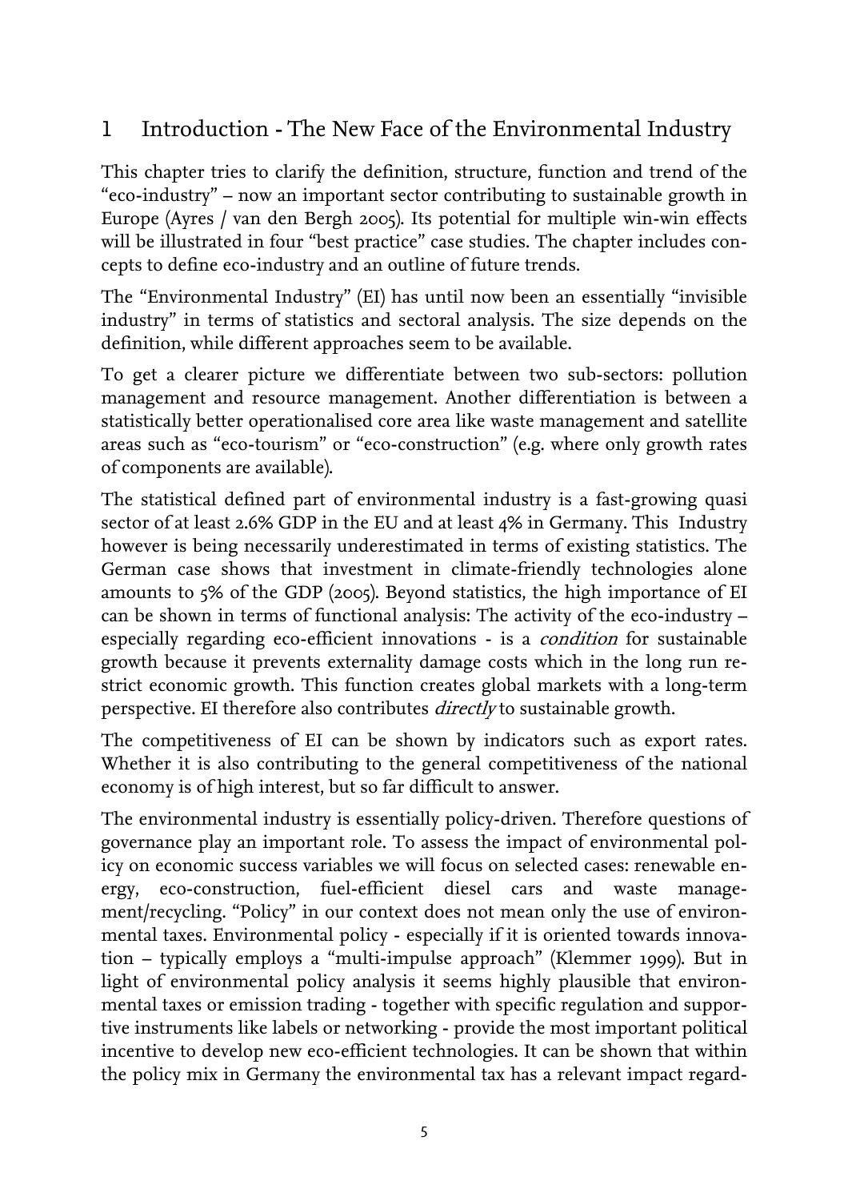# 1 Introduction - The New Face of the Environmental Industry

This chapter tries to clarify the definition, structure, function and trend of the "eco-industry" – now an important sector contributing to sustainable growth in Europe (Ayres / van den Bergh 2005). Its potential for multiple win-win effects will be illustrated in four "best practice" case studies. The chapter includes concepts to define eco-industry and an outline of future trends.

The "Environmental Industry" (EI) has until now been an essentially "invisible industry" in terms of statistics and sectoral analysis. The size depends on the definition, while different approaches seem to be available.

To get a clearer picture we differentiate between two sub-sectors: pollution management and resource management. Another differentiation is between a statistically better operationalised core area like waste management and satellite areas such as "eco-tourism" or "eco-construction" (e.g. where only growth rates of components are available).

The statistical defined part of environmental industry is a fast-growing quasi sector of at least 2.6% GDP in the EU and at least 4% in Germany. This Industry however is being necessarily underestimated in terms of existing statistics. The German case shows that investment in climate-friendly technologies alone amounts to 5% of the GDP (2005). Beyond statistics, the high importance of EI can be shown in terms of functional analysis: The activity of the eco-industry – especially regarding eco-efficient innovations - is a *condition* for sustainable growth because it prevents externality damage costs which in the long run restrict economic growth. This function creates global markets with a long-term perspective. EI therefore also contributes *directly* to sustainable growth.

The competitiveness of EI can be shown by indicators such as export rates. Whether it is also contributing to the general competitiveness of the national economy is of high interest, but so far difficult to answer.

The environmental industry is essentially policy-driven. Therefore questions of governance play an important role. To assess the impact of environmental policy on economic success variables we will focus on selected cases: renewable energy, eco-construction, fuel-efficient diesel cars and waste management/recycling. "Policy" in our context does not mean only the use of environmental taxes. Environmental policy - especially if it is oriented towards innovation – typically employs a "multi-impulse approach" (Klemmer 1999). But in light of environmental policy analysis it seems highly plausible that environmental taxes or emission trading - together with specific regulation and supportive instruments like labels or networking - provide the most important political incentive to develop new eco-efficient technologies. It can be shown that within the policy mix in Germany the environmental tax has a relevant impact regard-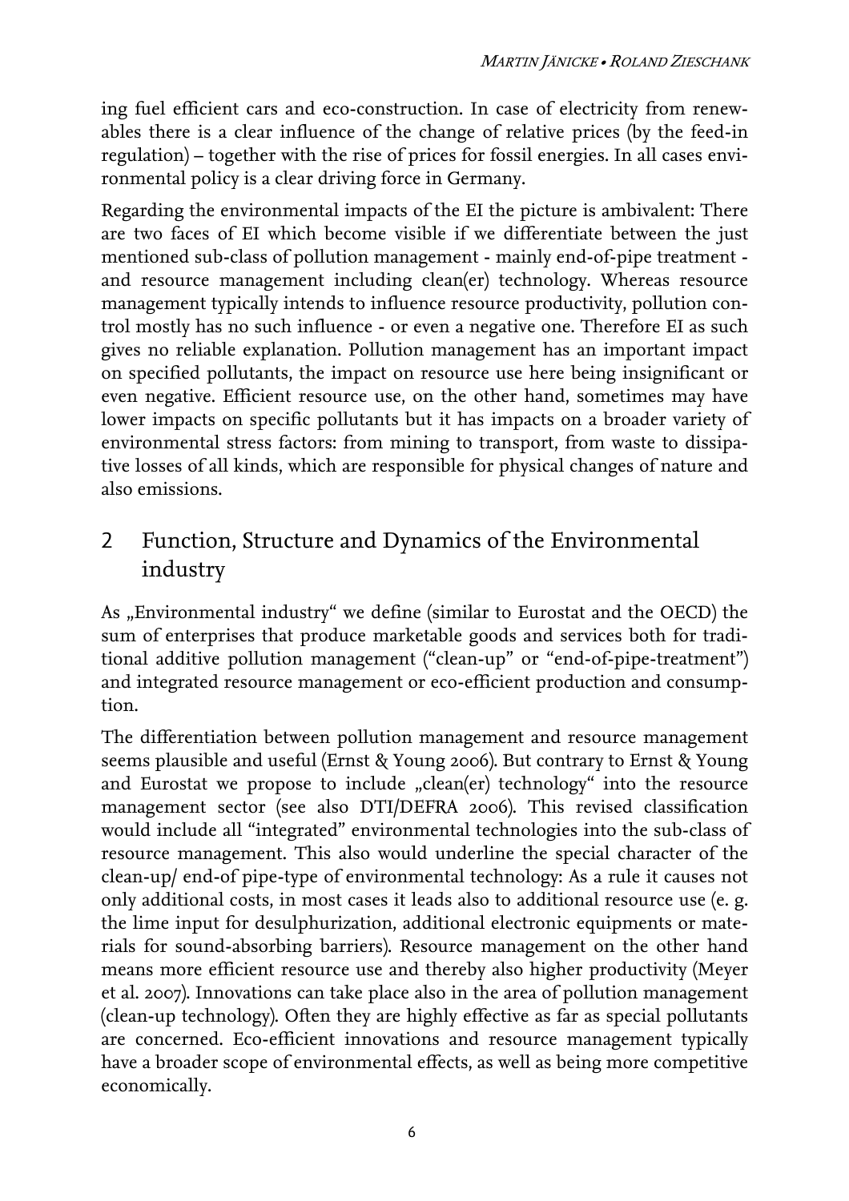ing fuel efficient cars and eco-construction. In case of electricity from renewables there is a clear influence of the change of relative prices (by the feed-in regulation) – together with the rise of prices for fossil energies. In all cases environmental policy is a clear driving force in Germany.

Regarding the environmental impacts of the EI the picture is ambivalent: There are two faces of EI which become visible if we differentiate between the just mentioned sub-class of pollution management - mainly end-of-pipe treatment - and resource management including clean(er) technology. Whereas resource management typically intends to influence resource productivity, pollution control mostly has no such influence - or even a negative one. Therefore EI as such gives no reliable explanation. Pollution management has an important impact on specified pollutants, the impact on resource use here being insignificant or even negative. Efficient resource use, on the other hand, sometimes may have lower impacts on specific pollutants but it has impacts on a broader variety of environmental stress factors: from mining to transport, from waste to dissipative losses of all kinds, which are responsible for physical changes of nature and also emissions.

## 2 Function, Structure and Dynamics of the Environmental industry

As „Environmental industry" we define (similar to Eurostat and the OECD) the sum of enterprises that produce marketable goods and services both for traditional additive pollution management ("clean-up" or "end-of-pipe-treatment") and integrated resource management or eco-efficient production and consumption.

The differentiation between pollution management and resource management seems plausible and useful (Ernst & Young 2006). But contrary to Ernst & Young and Eurostat we propose to include „clean(er) technology" into the resource management sector (see also DTI/DEFRA 2006). This revised classification would include all "integrated" environmental technologies into the sub-class of resource management. This also would underline the special character of the clean-up/ end-of pipe-type of environmental technology: As a rule it causes not only additional costs, in most cases it leads also to additional resource use (e. g. the lime input for desulphurization, additional electronic equipments or materials for sound-absorbing barriers). Resource management on the other hand means more efficient resource use and thereby also higher productivity (Meyer et al. 2007). Innovations can take place also in the area of pollution management (clean-up technology). Often they are highly effective as far as special pollutants are concerned. Eco-efficient innovations and resource management typically have a broader scope of environmental effects, as well as being more competitive economically.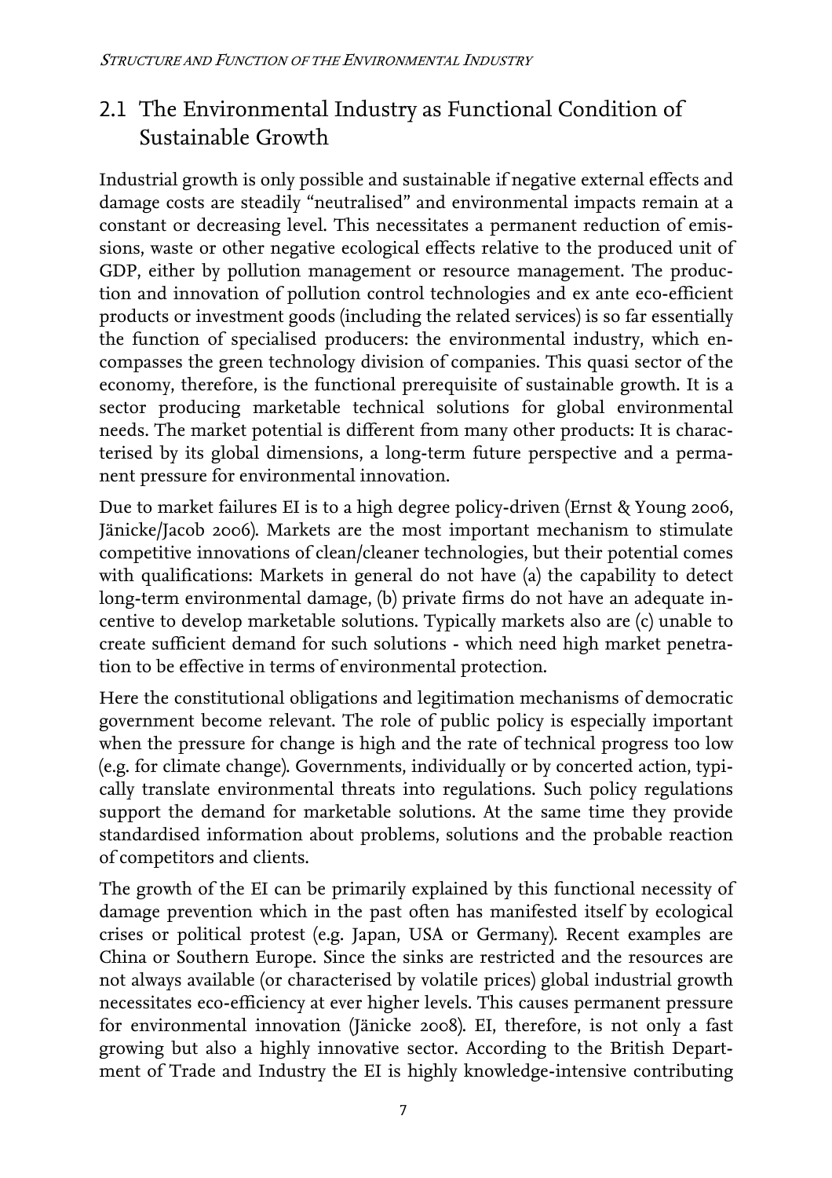## 2.1 The Environmental Industry as Functional Condition of Sustainable Growth

Industrial growth is only possible and sustainable if negative external effects and damage costs are steadily "neutralised" and environmental impacts remain at a constant or decreasing level. This necessitates a permanent reduction of emissions, waste or other negative ecological effects relative to the produced unit of GDP, either by pollution management or resource management. The production and innovation of pollution control technologies and ex ante eco-efficient products or investment goods (including the related services) is so far essentially the function of specialised producers: the environmental industry, which encompasses the green technology division of companies. This quasi sector of the economy, therefore, is the functional prerequisite of sustainable growth. It is a sector producing marketable technical solutions for global environmental needs. The market potential is different from many other products: It is characterised by its global dimensions, a long-term future perspective and a permanent pressure for environmental innovation.

Due to market failures EI is to a high degree policy-driven (Ernst & Young 2006, Jänicke/Jacob 2006). Markets are the most important mechanism to stimulate competitive innovations of clean/cleaner technologies, but their potential comes with qualifications: Markets in general do not have (a) the capability to detect long-term environmental damage, (b) private firms do not have an adequate incentive to develop marketable solutions. Typically markets also are (c) unable to create sufficient demand for such solutions - which need high market penetration to be effective in terms of environmental protection.

Here the constitutional obligations and legitimation mechanisms of democratic government become relevant. The role of public policy is especially important when the pressure for change is high and the rate of technical progress too low (e.g. for climate change). Governments, individually or by concerted action, typically translate environmental threats into regulations. Such policy regulations support the demand for marketable solutions. At the same time they provide standardised information about problems, solutions and the probable reaction of competitors and clients.

The growth of the EI can be primarily explained by this functional necessity of damage prevention which in the past often has manifested itself by ecological crises or political protest (e.g. Japan, USA or Germany). Recent examples are China or Southern Europe. Since the sinks are restricted and the resources are not always available (or characterised by volatile prices) global industrial growth necessitates eco-efficiency at ever higher levels. This causes permanent pressure for environmental innovation (Jänicke 2008). EI, therefore, is not only a fast growing but also a highly innovative sector. According to the British Department of Trade and Industry the EI is highly knowledge-intensive contributing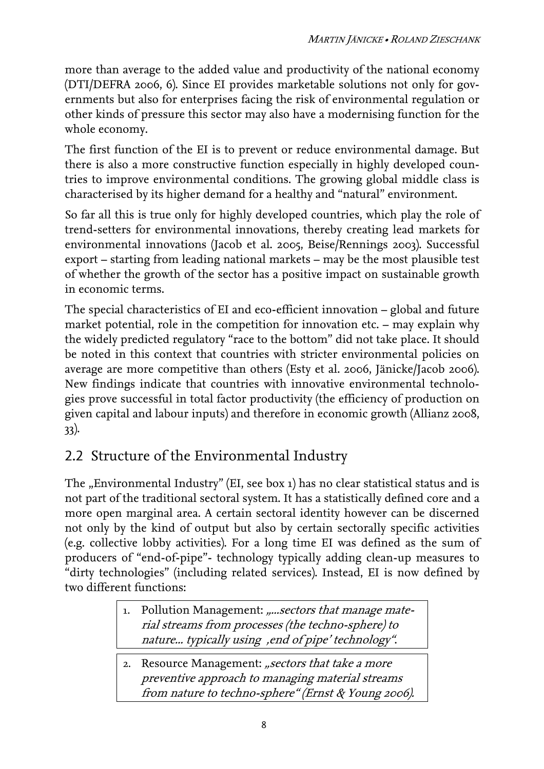more than average to the added value and productivity of the national economy (DTI/DEFRA 2006, 6). Since EI provides marketable solutions not only for governments but also for enterprises facing the risk of environmental regulation or other kinds of pressure this sector may also have a modernising function for the whole economy.

The first function of the EI is to prevent or reduce environmental damage. But there is also a more constructive function especially in highly developed countries to improve environmental conditions. The growing global middle class is characterised by its higher demand for a healthy and "natural" environment.

So far all this is true only for highly developed countries, which play the role of trend-setters for environmental innovations, thereby creating lead markets for environmental innovations (Jacob et al. 2005, Beise/Rennings 2003). Successful export – starting from leading national markets – may be the most plausible test of whether the growth of the sector has a positive impact on sustainable growth in economic terms.

The special characteristics of EI and eco-efficient innovation – global and future market potential, role in the competition for innovation etc. – may explain why the widely predicted regulatory "race to the bottom" did not take place. It should be noted in this context that countries with stricter environmental policies on average are more competitive than others (Esty et al. 2006, Jänicke/Jacob 2006). New findings indicate that countries with innovative environmental technologies prove successful in total factor productivity (the efficiency of production on given capital and labour inputs) and therefore in economic growth (Allianz 2008, 33).

## 2.2 Structure of the Environmental Industry

The „Environmental Industry" (EI, see box 1) has no clear statistical status and is not part of the traditional sectoral system. It has a statistically defined core and a more open marginal area. A certain sectoral identity however can be discerned not only by the kind of output but also by certain sectorally specific activities (e.g. collective lobby activities). For a long time EI was defined as the sum of producers of "end-of-pipe"- technology typically adding clean-up measures to "dirty technologies" (including related services). Instead, EI is now defined by two different functions:

1. Pollution Management: *„...sectors that manage material streams from processes (the techno-sphere) to nature... typically using ‚end of pipe' technology".*

2. Resource Management: *„sectors that take a more preventive approach to managing material streams from nature to techno-sphere" (Ernst & Young 2006).*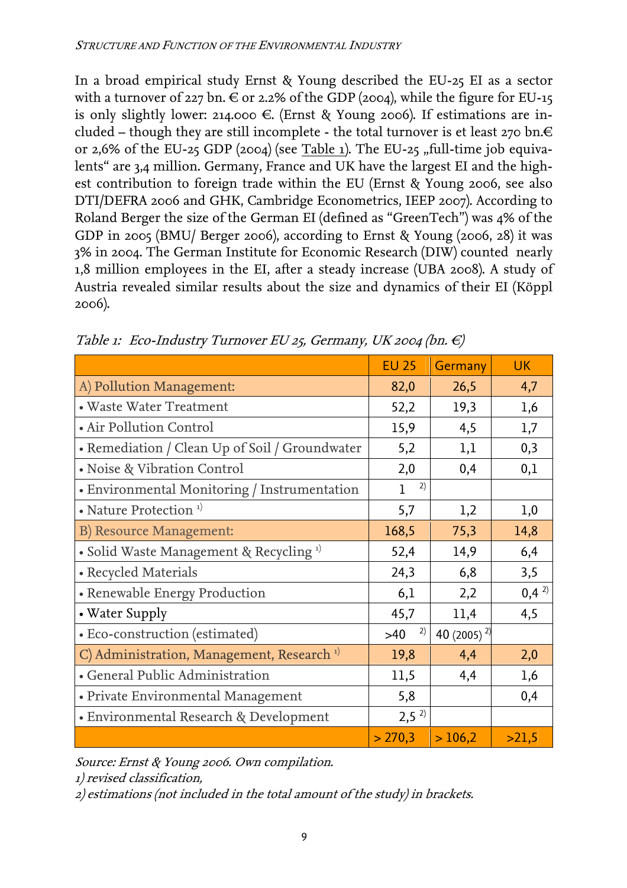In a broad empirical study Ernst & Young described the EU-25 EI as a sector with a turnover of 227 bn. € or 2.2% of the GDP (2004), while the figure for EU-15 is only slightly lower: 214.000 €. (Ernst & Young 2006). If estimations are included – though they are still incomplete - the total turnover is et least 270 bn.€ or 2,6% of the EU-25 GDP (2004) (see Table 1). The EU-25 „full-time job equivalents" are 3,4 million. Germany, France and UK have the largest EI and the highest contribution to foreign trade within the EU (Ernst & Young 2006, see also DTI/DEFRA 2006 and GHK, Cambridge Econometrics, IEEP 2007). According to Roland Berger the size of the German EI (defined as "GreenTech") was 4% of the GDP in 2005 (BMU/ Berger 2006), according to Ernst & Young (2006, 28) it was 3% in 2004. The German Institute for Economic Research (DIW) counted nearly 1,8 million employees in the EI, after a steady increase (UBA 2008). A study of Austria revealed similar results about the size and dynamics of their EI (Köppl 2006).

*Table 1: Eco-Industry Turnover EU 25, Germany, UK 2004 (bn. €)*

| | EU 25 | Germany | UK |
|---|---|---|---|
| A) Pollution Management: | 82,0 | 26,5 | 4,7 |
| • Waste Water Treatment | 52,2 | 19,3 | 1,6 |
| • Air Pollution Control | 15,9 | 4,5 | 1,7 |
| • Remediation / Clean Up of Soil / Groundwater | 5,2 | 1,1 | 0,3 |
| • Noise & Vibration Control | 2,0 | 0,4 | 0,1 |
| • Environmental Monitoring / Instrumentation | 1 [2)] | | |
| • Nature Protection [1)] | 5,7 | 1,2 | 1,0 |
| B) Resource Management: | 168,5 | 75,3 | 14,8 |
| • Solid Waste Management & Recycling [1)] | 52,4 | 14,9 | 6,4 |
| • Recycled Materials | 24,3 | 6,8 | 3,5 |
| • Renewable Energy Production | 6,1 | 2,2 | 0,4 [2)] |
| • Water Supply | 45,7 | 11,4 | 4,5 |
| • Eco-construction (estimated) | >40 [2)] | 40 (2005) [2)] | |
| C) Administration, Management, Research [1)] | 19,8 | 4,4 | 2,0 |
| • General Public Administration | 11,5 | 4,4 | 1,6 |
| • Private Environmental Management | 5,8 | | 0,4 |
| • Environmental Research & Development | 2,5 [2)] | | |
| | > 270,3 | > 106,2 | >21,5 |

*Source: Ernst & Young 2006. Own compilation.*

*1) revised classification,*

*2) estimations (not included in the total amount of the study) in brackets.*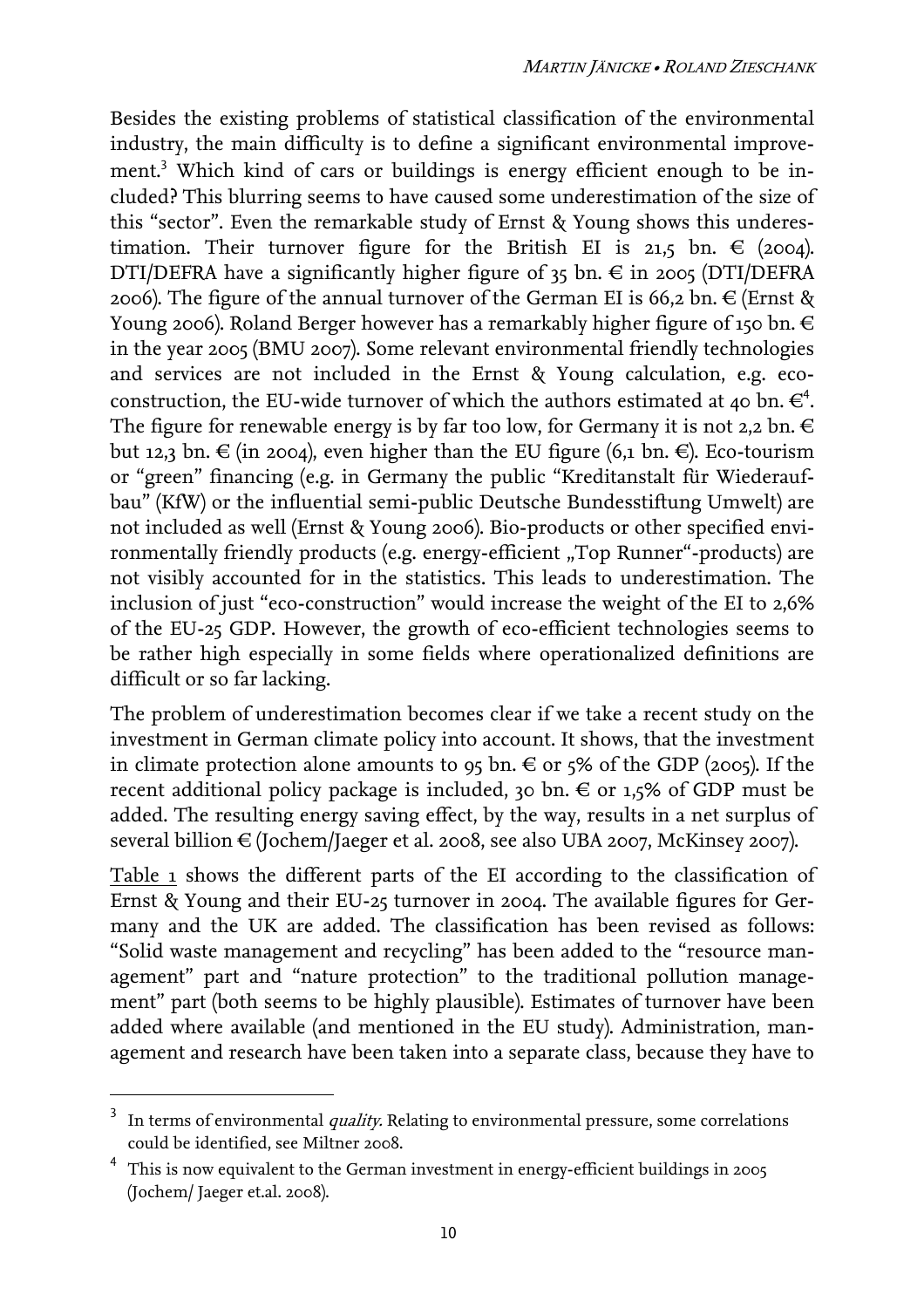Besides the existing problems of statistical classification of the environmental industry, the main difficulty is to define a significant environmental improvement.[3] Which kind of cars or buildings is energy efficient enough to be included? This blurring seems to have caused some underestimation of the size of this "sector". Even the remarkable study of Ernst & Young shows this underestimation. Their turnover figure for the British EI is 21,5 bn. € (2004). DTI/DEFRA have a significantly higher figure of 35 bn. € in 2005 (DTI/DEFRA 2006). The figure of the annual turnover of the German EI is 66,2 bn. € (Ernst & Young 2006). Roland Berger however has a remarkably higher figure of 150 bn. € in the year 2005 (BMU 2007). Some relevant environmental friendly technologies and services are not included in the Ernst & Young calculation, e.g. eco-construction, the EU-wide turnover of which the authors estimated at 40 bn. €[4]. The figure for renewable energy is by far too low, for Germany it is not 2,2 bn. € but 12,3 bn. € (in 2004), even higher than the EU figure (6,1 bn. €). Eco-tourism or "green" financing (e.g. in Germany the public "Kreditanstalt für Wiederaufbau" (KfW) or the influential semi-public Deutsche Bundesstiftung Umwelt) are not included as well (Ernst & Young 2006). Bio-products or other specified environmentally friendly products (e.g. energy-efficient „Top Runner"-products) are not visibly accounted for in the statistics. This leads to underestimation. The inclusion of just "eco-construction" would increase the weight of the EI to 2,6% of the EU-25 GDP. However, the growth of eco-efficient technologies seems to be rather high especially in some fields where operationalized definitions are difficult or so far lacking.

The problem of underestimation becomes clear if we take a recent study on the investment in German climate policy into account. It shows, that the investment in climate protection alone amounts to 95 bn. € or 5% of the GDP (2005). If the recent additional policy package is included, 30 bn. € or 1,5% of GDP must be added. The resulting energy saving effect, by the way, results in a net surplus of several billion € (Jochem/Jaeger et al. 2008, see also UBA 2007, McKinsey 2007).

Table 1 shows the different parts of the EI according to the classification of Ernst & Young and their EU-25 turnover in 2004. The available figures for Germany and the UK are added. The classification has been revised as follows: "Solid waste management and recycling" has been added to the "resource management" part and "nature protection" to the traditional pollution management" part (both seems to be highly plausible). Estimates of turnover have been added where available (and mentioned in the EU study). Administration, management and research have been taken into a separate class, because they have to

---

[3] In terms of environmental *quality.* Relating to environmental pressure, some correlations could be identified, see Miltner 2008.

[4] This is now equivalent to the German investment in energy-efficient buildings in 2005 (Jochem/ Jaeger et.al. 2008).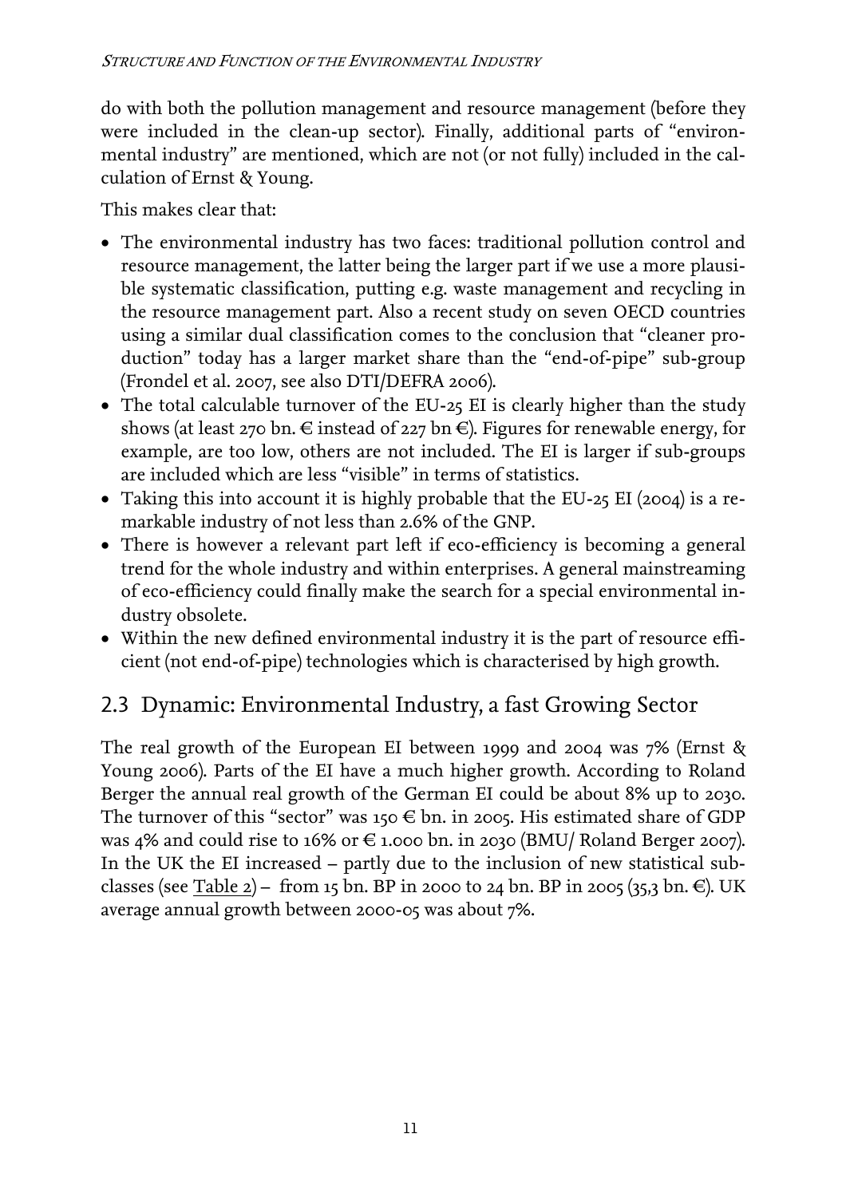do with both the pollution management and resource management (before they were included in the clean-up sector). Finally, additional parts of "environmental industry" are mentioned, which are not (or not fully) included in the calculation of Ernst & Young.

This makes clear that:

- The environmental industry has two faces: traditional pollution control and resource management, the latter being the larger part if we use a more plausible systematic classification, putting e.g. waste management and recycling in the resource management part. Also a recent study on seven OECD countries using a similar dual classification comes to the conclusion that "cleaner production" today has a larger market share than the "end-of-pipe" sub-group (Frondel et al. 2007, see also DTI/DEFRA 2006).
- The total calculable turnover of the EU-25 EI is clearly higher than the study shows (at least 270 bn. € instead of 227 bn €). Figures for renewable energy, for example, are too low, others are not included. The EI is larger if sub-groups are included which are less "visible" in terms of statistics.
- Taking this into account it is highly probable that the EU-25 EI (2004) is a remarkable industry of not less than 2.6% of the GNP.
- There is however a relevant part left if eco-efficiency is becoming a general trend for the whole industry and within enterprises. A general mainstreaming of eco-efficiency could finally make the search for a special environmental industry obsolete.
- Within the new defined environmental industry it is the part of resource efficient (not end-of-pipe) technologies which is characterised by high growth.

## 2.3 Dynamic: Environmental Industry, a fast Growing Sector

The real growth of the European EI between 1999 and 2004 was 7% (Ernst & Young 2006). Parts of the EI have a much higher growth. According to Roland Berger the annual real growth of the German EI could be about 8% up to 2030. The turnover of this "sector" was 150 € bn. in 2005. His estimated share of GDP was 4% and could rise to 16% or € 1.000 bn. in 2030 (BMU/ Roland Berger 2007). In the UK the EI increased – partly due to the inclusion of new statistical subclasses (see Table 2) – from 15 bn. BP in 2000 to 24 bn. BP in 2005 (35,3 bn. €). UK average annual growth between 2000-05 was about 7%.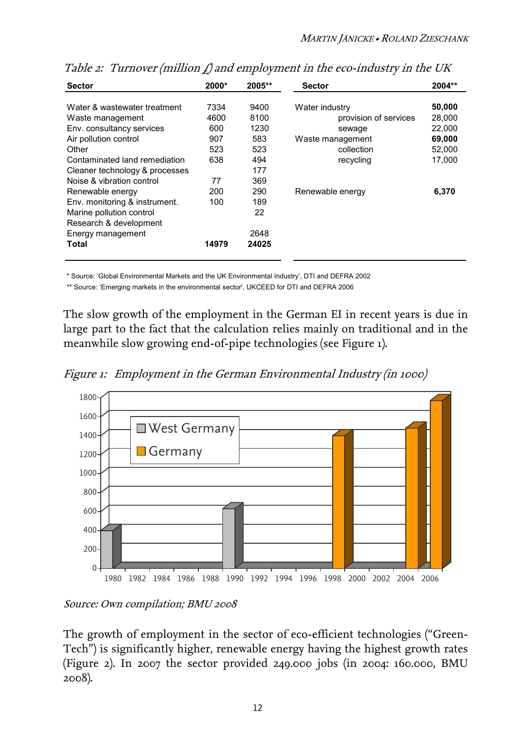*Table 2: Turnover (million £) and employment in the eco-industry in the UK*

| Sector | 2000* | 2005** | Sector | 2004** |
|---|---|---|---|---|
| Water & wastewater treatment | 7334 | 9400 | Water industry | **50,000** |
| Waste management | 4600 | 8100 | provision of services | 28,000 |
| Env. consultancy services | 600 | 1230 | sewage | 22,000 |
| Air pollution control | 907 | 583 | Waste management | **69,000** |
| Other | 523 | 523 | collection | 52,000 |
| Contaminated land remediation | 638 | 494 | recycling | 17,000 |
| Cleaner technology & processes | | 177 | | |
| Noise & vibration control | 77 | 369 | | |
| Renewable energy | 200 | 290 | Renewable energy | **6,370** |
| Env. monitoring & instrument. | 100 | 189 | | |
| Marine pollution control | | 22 | | |
| Research & development | | | | |
| Energy management | | 2648 | | |
| **Total** | **14979** | **24025** | | |

\* Source: 'Global Environmental Markets and the UK Environmental Industry', DTI and DEFRA 2002

\*\* Source: 'Emerging markets in the environmental sector', UKCEED for DTI and DEFRA 2006

The slow growth of the employment in the German EI in recent years is due in large part to the fact that the calculation relies mainly on traditional and in the meanwhile slow growing end-of-pipe technologies (see Figure 1).

*Figure 1: Employment in the German Environmental Industry (in 1000)*

*Source: Own compilation; BMU 2008*

The growth of employment in the sector of eco-efficient technologies ("Green-Tech") is significantly higher, renewable energy having the highest growth rates (Figure 2). In 2007 the sector provided 249.000 jobs (in 2004: 160.000, BMU 2008).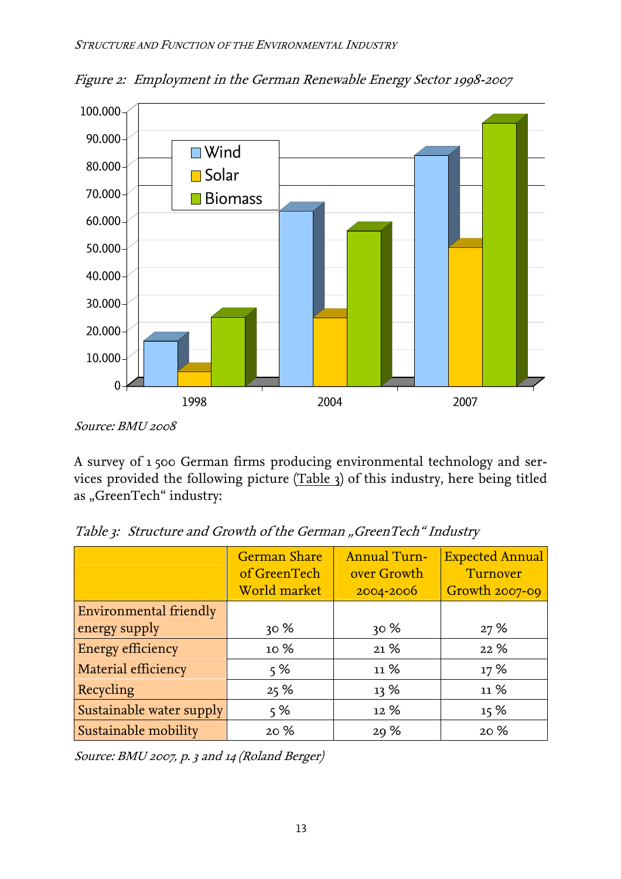*Figure 2: Employment in the German Renewable Energy Sector 1998-2007*

*Source: BMU 2008*

A survey of 1 500 German firms producing environmental technology and services provided the following picture (Table 3) of this industry, here being titled as „GreenTech" industry:

*Table 3: Structure and Growth of the German „GreenTech" Industry*

| | German Share of GreenTech World market | Annual Turnover Growth 2004-2006 | Expected Annual Turnover Growth 2007-09 |
|---|---|---|---|
| Environmental friendly energy supply | 30 % | 30 % | 27 % |
| Energy efficiency | 10 % | 21 % | 22 % |
| Material efficiency | 5 % | 11 % | 17 % |
| Recycling | 25 % | 13 % | 11 % |
| Sustainable water supply | 5 % | 12 % | 15 % |
| Sustainable mobility | 20 % | 29 % | 20 % |

*Source: BMU 2007, p. 3 and 14 (Roland Berger)*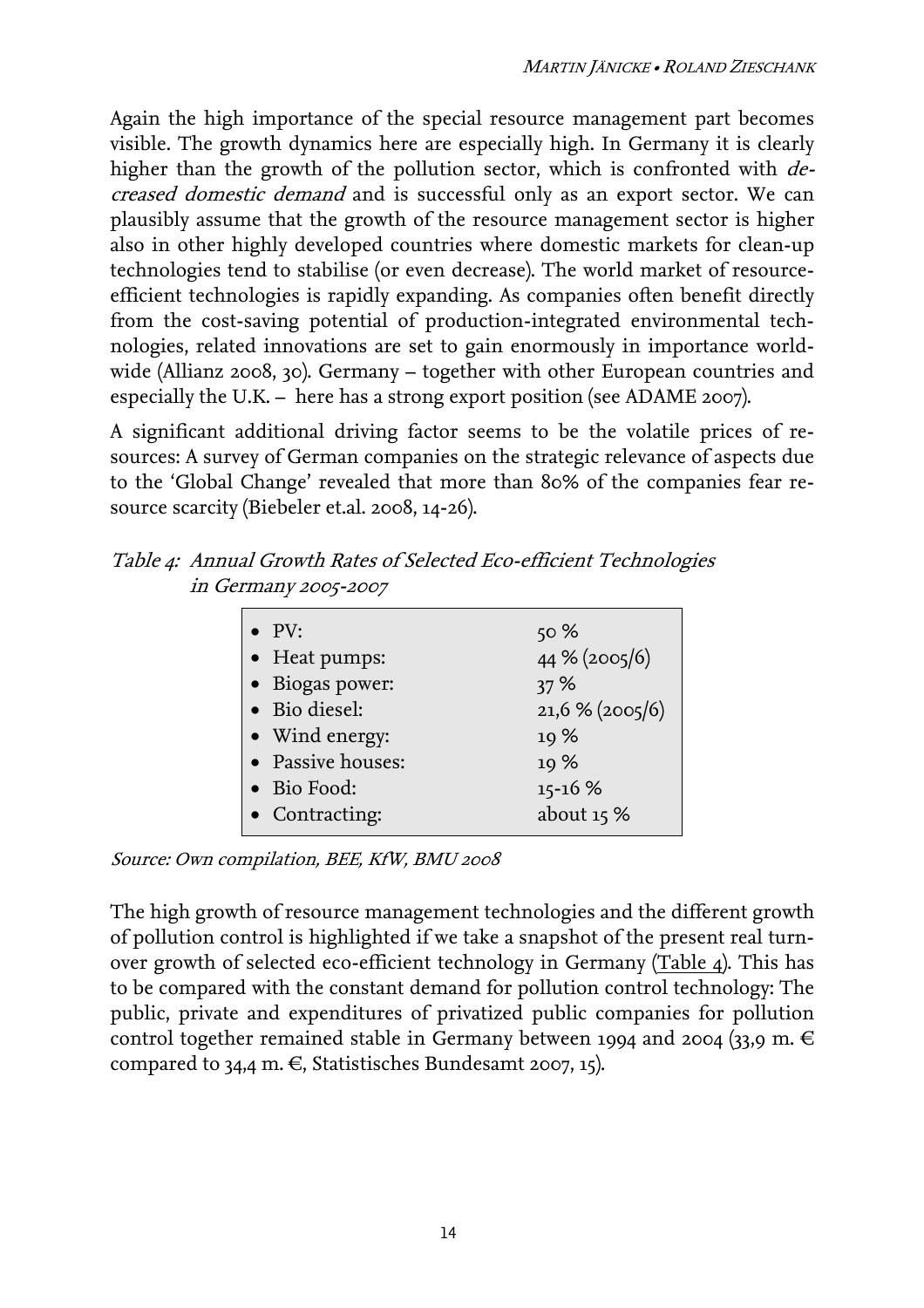Again the high importance of the special resource management part becomes visible. The growth dynamics here are especially high. In Germany it is clearly higher than the growth of the pollution sector, which is confronted with *decreased domestic demand* and is successful only as an export sector. We can plausibly assume that the growth of the resource management sector is higher also in other highly developed countries where domestic markets for clean-up technologies tend to stabilise (or even decrease). The world market of resource-efficient technologies is rapidly expanding. As companies often benefit directly from the cost-saving potential of production-integrated environmental technologies, related innovations are set to gain enormously in importance worldwide (Allianz 2008, 30). Germany – together with other European countries and especially the U.K. – here has a strong export position (see ADAME 2007).

A significant additional driving factor seems to be the volatile prices of resources: A survey of German companies on the strategic relevance of aspects due to the 'Global Change' revealed that more than 80% of the companies fear resource scarcity (Biebeler et.al. 2008, 14-26).

*Table 4: Annual Growth Rates of Selected Eco-efficient Technologies in Germany 2005-2007*

| Technology | Growth rate |
|---|---|
| • PV: | 50 % |
| • Heat pumps: | 44 % (2005/6) |
| • Biogas power: | 37 % |
| • Bio diesel: | 21,6 % (2005/6) |
| • Wind energy: | 19 % |
| • Passive houses: | 19 % |
| • Bio Food: | 15-16 % |
| • Contracting: | about 15 % |

*Source: Own compilation, BEE, KfW, BMU 2008*

The high growth of resource management technologies and the different growth of pollution control is highlighted if we take a snapshot of the present real turnover growth of selected eco-efficient technology in Germany (Table 4). This has to be compared with the constant demand for pollution control technology: The public, private and expenditures of privatized public companies for pollution control together remained stable in Germany between 1994 and 2004 (33,9 m. € compared to 34,4 m. €, Statistisches Bundesamt 2007, 15).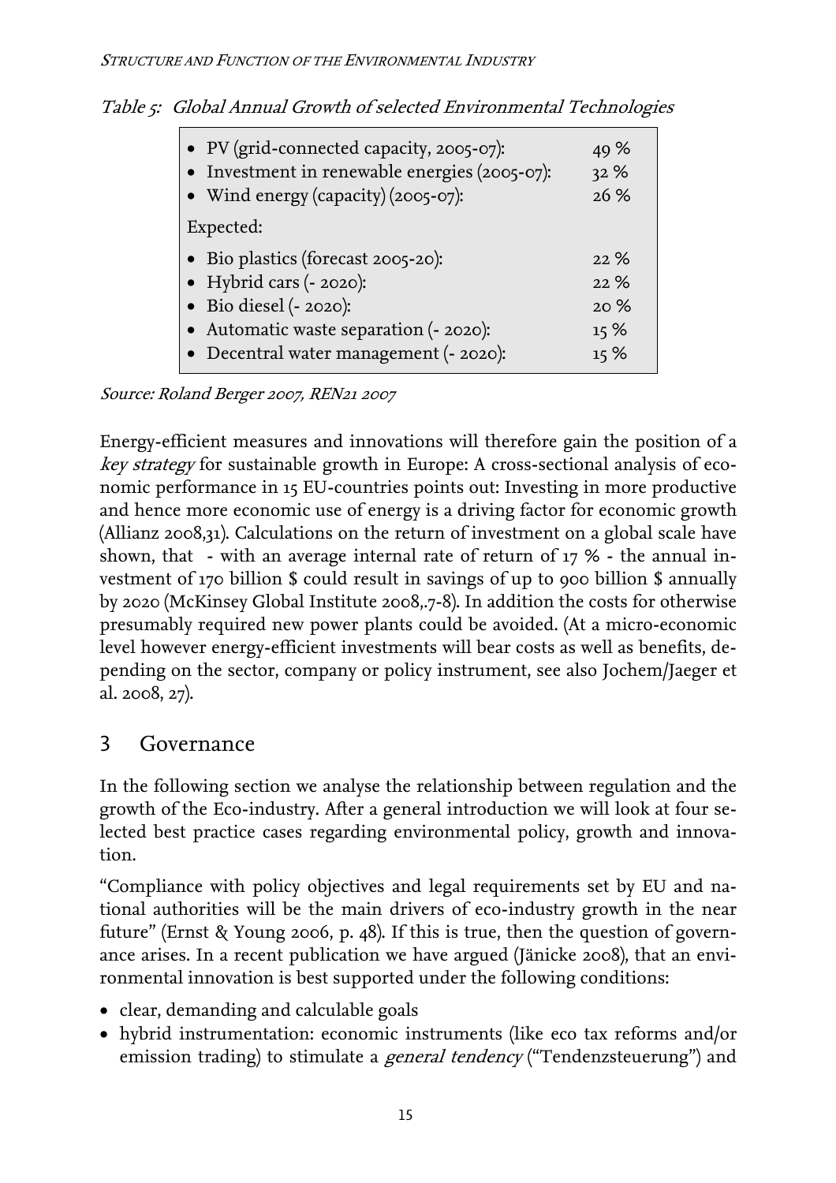*Table 5: Global Annual Growth of selected Environmental Technologies*

| | |
|---|---|
| • PV (grid-connected capacity, 2005-07): | 49 % |
| • Investment in renewable energies (2005-07): | 32 % |
| • Wind energy (capacity) (2005-07): | 26 % |
| Expected: | |
| • Bio plastics (forecast 2005-20): | 22 % |
| • Hybrid cars (- 2020): | 22 % |
| • Bio diesel (- 2020): | 20 % |
| • Automatic waste separation (- 2020): | 15 % |
| • Decentral water management (- 2020): | 15 % |

*Source: Roland Berger 2007, REN21 2007*

Energy-efficient measures and innovations will therefore gain the position of a *key strategy* for sustainable growth in Europe: A cross-sectional analysis of economic performance in 15 EU-countries points out: Investing in more productive and hence more economic use of energy is a driving factor for economic growth (Allianz 2008,31). Calculations on the return of investment on a global scale have shown, that - with an average internal rate of return of 17 % - the annual investment of 170 billion $ could result in savings of up to 900 billion $ annually by 2020 (McKinsey Global Institute 2008,.7-8). In addition the costs for otherwise presumably required new power plants could be avoided. (At a micro-economic level however energy-efficient investments will bear costs as well as benefits, depending on the sector, company or policy instrument, see also Jochem/Jaeger et al. 2008, 27).

## 3 Governance

In the following section we analyse the relationship between regulation and the growth of the Eco-industry. After a general introduction we will look at four selected best practice cases regarding environmental policy, growth and innovation.

"Compliance with policy objectives and legal requirements set by EU and national authorities will be the main drivers of eco-industry growth in the near future" (Ernst & Young 2006, p. 48). If this is true, then the question of governance arises. In a recent publication we have argued (Jänicke 2008), that an environmental innovation is best supported under the following conditions:

- clear, demanding and calculable goals
- hybrid instrumentation: economic instruments (like eco tax reforms and/or emission trading) to stimulate a *general tendency* ("Tendenzsteuerung") and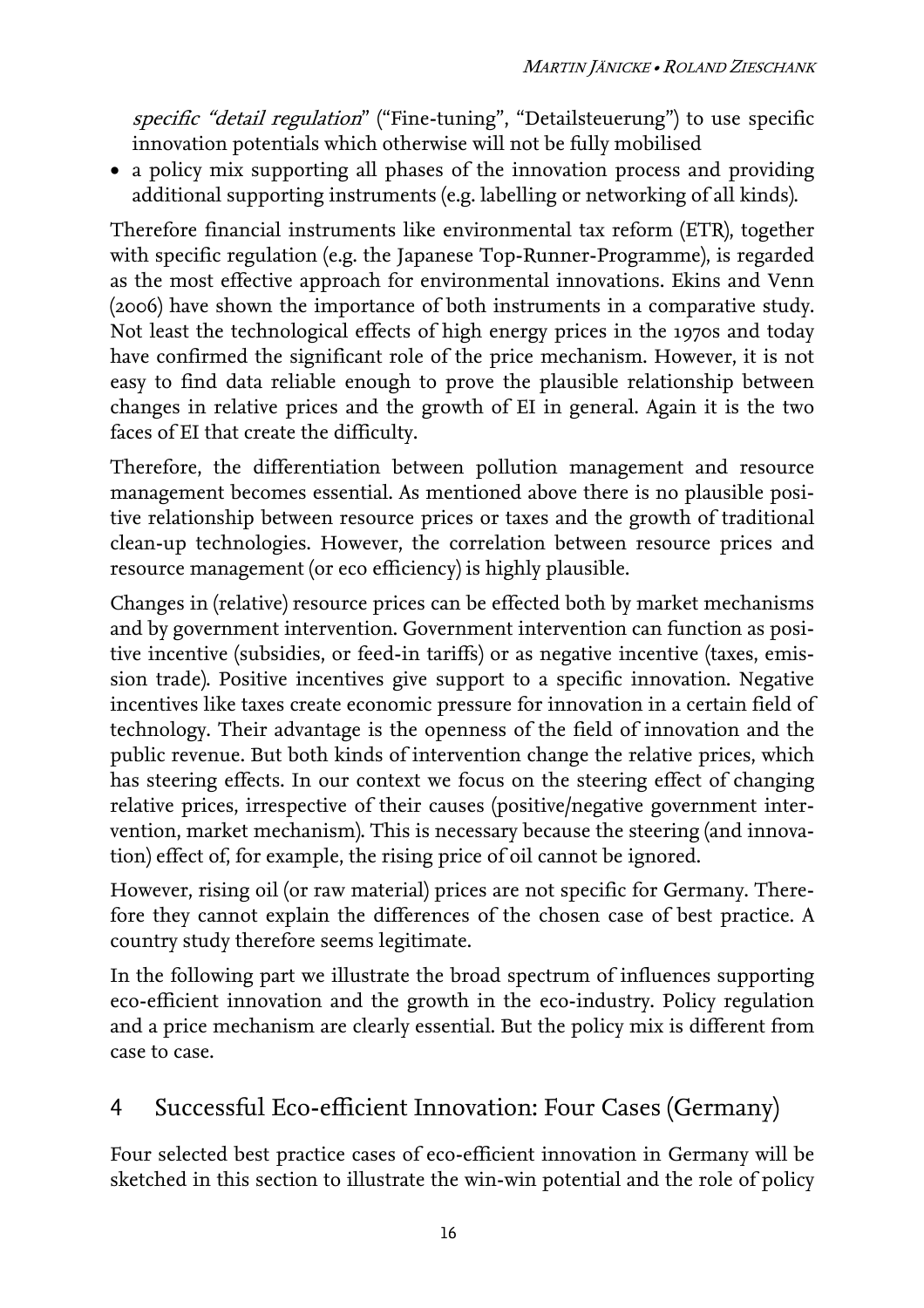specific *"detail regulation"* ("Fine-tuning", "Detailsteuerung") to use specific innovation potentials which otherwise will not be fully mobilised

- a policy mix supporting all phases of the innovation process and providing additional supporting instruments (e.g. labelling or networking of all kinds).

Therefore financial instruments like environmental tax reform (ETR), together with specific regulation (e.g. the Japanese Top-Runner-Programme), is regarded as the most effective approach for environmental innovations. Ekins and Venn (2006) have shown the importance of both instruments in a comparative study. Not least the technological effects of high energy prices in the 1970s and today have confirmed the significant role of the price mechanism. However, it is not easy to find data reliable enough to prove the plausible relationship between changes in relative prices and the growth of EI in general. Again it is the two faces of EI that create the difficulty.

Therefore, the differentiation between pollution management and resource management becomes essential. As mentioned above there is no plausible positive relationship between resource prices or taxes and the growth of traditional clean-up technologies. However, the correlation between resource prices and resource management (or eco efficiency) is highly plausible.

Changes in (relative) resource prices can be effected both by market mechanisms and by government intervention. Government intervention can function as positive incentive (subsidies, or feed-in tariffs) or as negative incentive (taxes, emission trade). Positive incentives give support to a specific innovation. Negative incentives like taxes create economic pressure for innovation in a certain field of technology. Their advantage is the openness of the field of innovation and the public revenue. But both kinds of intervention change the relative prices, which has steering effects. In our context we focus on the steering effect of changing relative prices, irrespective of their causes (positive/negative government intervention, market mechanism). This is necessary because the steering (and innovation) effect of, for example, the rising price of oil cannot be ignored.

However, rising oil (or raw material) prices are not specific for Germany. Therefore they cannot explain the differences of the chosen case of best practice. A country study therefore seems legitimate.

In the following part we illustrate the broad spectrum of influences supporting eco-efficient innovation and the growth in the eco-industry. Policy regulation and a price mechanism are clearly essential. But the policy mix is different from case to case.

## 4 Successful Eco-efficient Innovation: Four Cases (Germany)

Four selected best practice cases of eco-efficient innovation in Germany will be sketched in this section to illustrate the win-win potential and the role of policy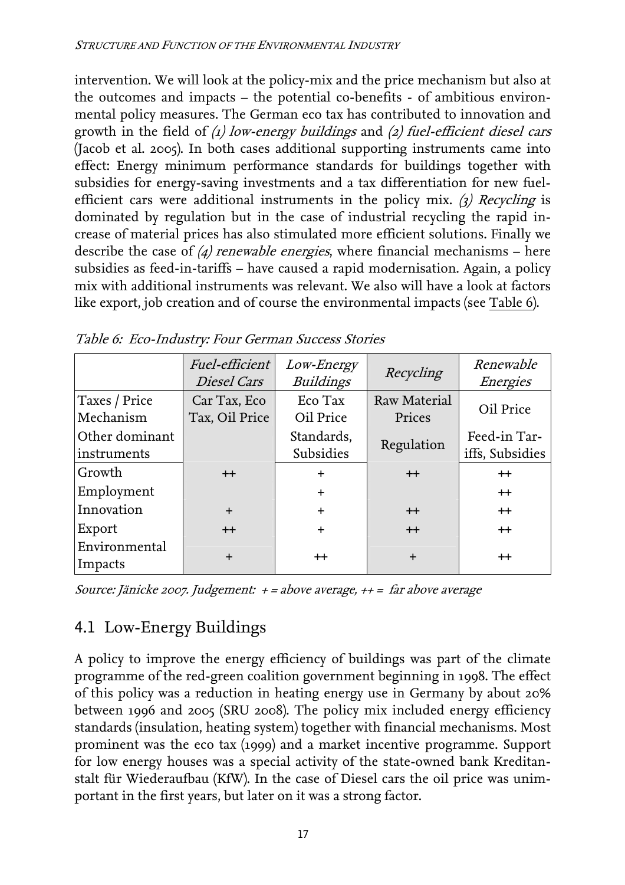intervention. We will look at the policy-mix and the price mechanism but also at the outcomes and impacts – the potential co-benefits - of ambitious environmental policy measures. The German eco tax has contributed to innovation and growth in the field of *(1) low-energy buildings* and *(2) fuel-efficient diesel cars* (Jacob et al. 2005). In both cases additional supporting instruments came into effect: Energy minimum performance standards for buildings together with subsidies for energy-saving investments and a tax differentiation for new fuel-efficient cars were additional instruments in the policy mix. *(3) Recycling* is dominated by regulation but in the case of industrial recycling the rapid increase of material prices has also stimulated more efficient solutions. Finally we describe the case of *(4) renewable energies*, where financial mechanisms – here subsidies as feed-in-tariffs – have caused a rapid modernisation. Again, a policy mix with additional instruments was relevant. We also will have a look at factors like export, job creation and of course the environmental impacts (see Table 6).

*Table 6: Eco-Industry: Four German Success Stories*

| | *Fuel-efficient Diesel Cars* | *Low-Energy Buildings* | *Recycling* | *Renewable Energies* |
|---|---|---|---|---|
| Taxes / Price Mechanism | Car Tax, Eco Tax, Oil Price | Eco Tax Oil Price | Raw Material Prices | Oil Price |
| Other dominant instruments | | Standards, Subsidies | Regulation | Feed-in Tariffs, Subsidies |
| Growth | ++ | + | ++ | ++ |
| Employment | | + | | ++ |
| Innovation | + | + | ++ | ++ |
| Export | ++ | + | ++ | ++ |
| Environmental Impacts | + | ++ | + | ++ |

*Source: Jänicke 2007. Judgement: + = above average, ++ = far above average*

## 4.1 Low-Energy Buildings

A policy to improve the energy efficiency of buildings was part of the climate programme of the red-green coalition government beginning in 1998. The effect of this policy was a reduction in heating energy use in Germany by about 20% between 1996 and 2005 (SRU 2008). The policy mix included energy efficiency standards (insulation, heating system) together with financial mechanisms. Most prominent was the eco tax (1999) and a market incentive programme. Support for low energy houses was a special activity of the state-owned bank Kreditanstalt für Wiederaufbau (KfW). In the case of Diesel cars the oil price was unimportant in the first years, but later on it was a strong factor.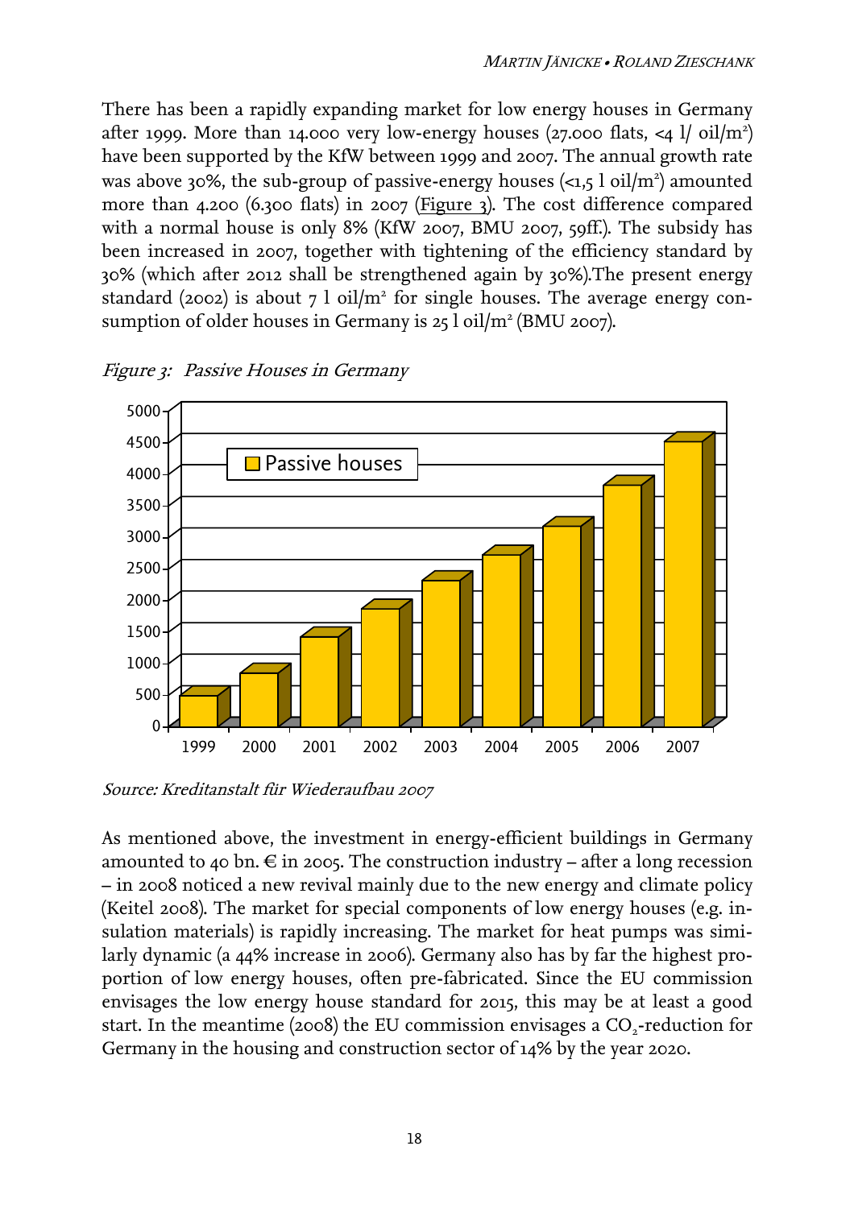There has been a rapidly expanding market for low energy houses in Germany after 1999. More than 14.000 very low-energy houses (27.000 flats, <4 l/ oil/m²) have been supported by the KfW between 1999 and 2007. The annual growth rate was above 30%, the sub-group of passive-energy houses (<1,5 l oil/m²) amounted more than 4.200 (6.300 flats) in 2007 (Figure 3). The cost difference compared with a normal house is only 8% (KfW 2007, BMU 2007, 59ff.). The subsidy has been increased in 2007, together with tightening of the efficiency standard by 30% (which after 2012 shall be strengthened again by 30%).The present energy standard (2002) is about 7 l oil/m² for single houses. The average energy consumption of older houses in Germany is 25 l oil/m² (BMU 2007).

*Figure 3: Passive Houses in Germany*

*Source: Kreditanstalt für Wiederaufbau 2007*

As mentioned above, the investment in energy-efficient buildings in Germany amounted to 40 bn. € in 2005. The construction industry – after a long recession – in 2008 noticed a new revival mainly due to the new energy and climate policy (Keitel 2008). The market for special components of low energy houses (e.g. insulation materials) is rapidly increasing. The market for heat pumps was similarly dynamic (a 44% increase in 2006). Germany also has by far the highest proportion of low energy houses, often pre-fabricated. Since the EU commission envisages the low energy house standard for 2015, this may be at least a good start. In the meantime (2008) the EU commission envisages a $CO_2$-reduction for Germany in the housing and construction sector of 14% by the year 2020.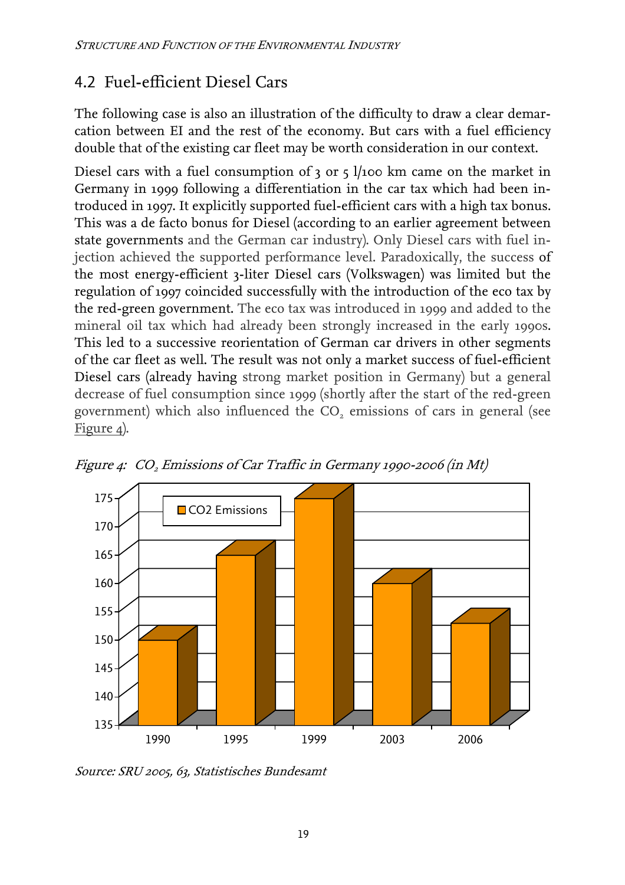## 4.2 Fuel-efficient Diesel Cars

The following case is also an illustration of the difficulty to draw a clear demarcation between EI and the rest of the economy. But cars with a fuel efficiency double that of the existing car fleet may be worth consideration in our context.

Diesel cars with a fuel consumption of 3 or 5 l/100 km came on the market in Germany in 1999 following a differentiation in the car tax which had been introduced in 1997. It explicitly supported fuel-efficient cars with a high tax bonus. This was a de facto bonus for Diesel (according to an earlier agreement between state governments and the German car industry). Only Diesel cars with fuel injection achieved the supported performance level. Paradoxically, the success of the most energy-efficient 3-liter Diesel cars (Volkswagen) was limited but the regulation of 1997 coincided successfully with the introduction of the eco tax by the red-green government. The eco tax was introduced in 1999 and added to the mineral oil tax which had already been strongly increased in the early 1990s. This led to a successive reorientation of German car drivers in other segments of the car fleet as well. The result was not only a market success of fuel-efficient Diesel cars (already having strong market position in Germany) but a general decrease of fuel consumption since 1999 (shortly after the start of the red-green government) which also influenced the $CO_2$ emissions of cars in general (see Figure 4).

*Figure 4: $CO_2$ Emissions of Car Traffic in Germany 1990-2006 (in Mt)*

| Year | CO2 Emissions |
|---|---|
| 1990 | ~149 |
| 1995 | ~164 |
| 1999 | ~174 |
| 2003 | ~159 |
| 2006 | ~152 |

*Source: SRU 2005, 63, Statistisches Bundesamt*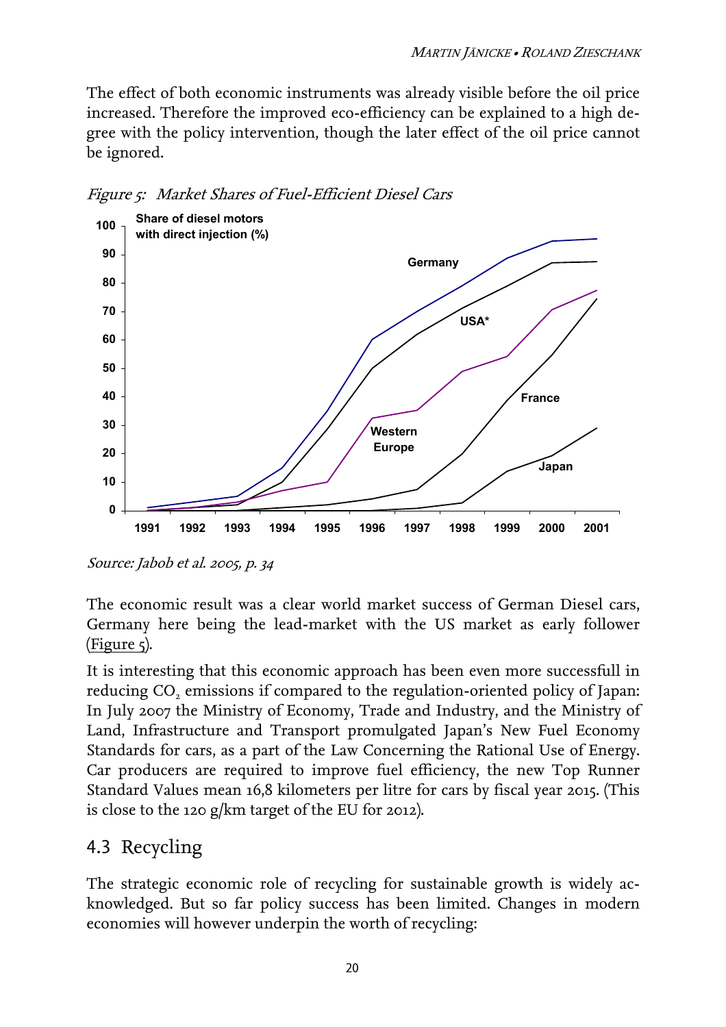The effect of both economic instruments was already visible before the oil price increased. Therefore the improved eco-efficiency can be explained to a high degree with the policy intervention, though the later effect of the oil price cannot be ignored.

*Figure 5: Market Shares of Fuel-Efficient Diesel Cars*

*Source: Jabob et al. 2005, p. 34*

The economic result was a clear world market success of German Diesel cars, Germany here being the lead-market with the US market as early follower (Figure 5).

It is interesting that this economic approach has been even more successfull in reducing $CO_2$ emissions if compared to the regulation-oriented policy of Japan: In July 2007 the Ministry of Economy, Trade and Industry, and the Ministry of Land, Infrastructure and Transport promulgated Japan's New Fuel Economy Standards for cars, as a part of the Law Concerning the Rational Use of Energy. Car producers are required to improve fuel efficiency, the new Top Runner Standard Values mean 16,8 kilometers per litre for cars by fiscal year 2015. (This is close to the 120 g/km target of the EU for 2012).

## 4.3 Recycling

The strategic economic role of recycling for sustainable growth is widely acknowledged. But so far policy success has been limited. Changes in modern economies will however underpin the worth of recycling: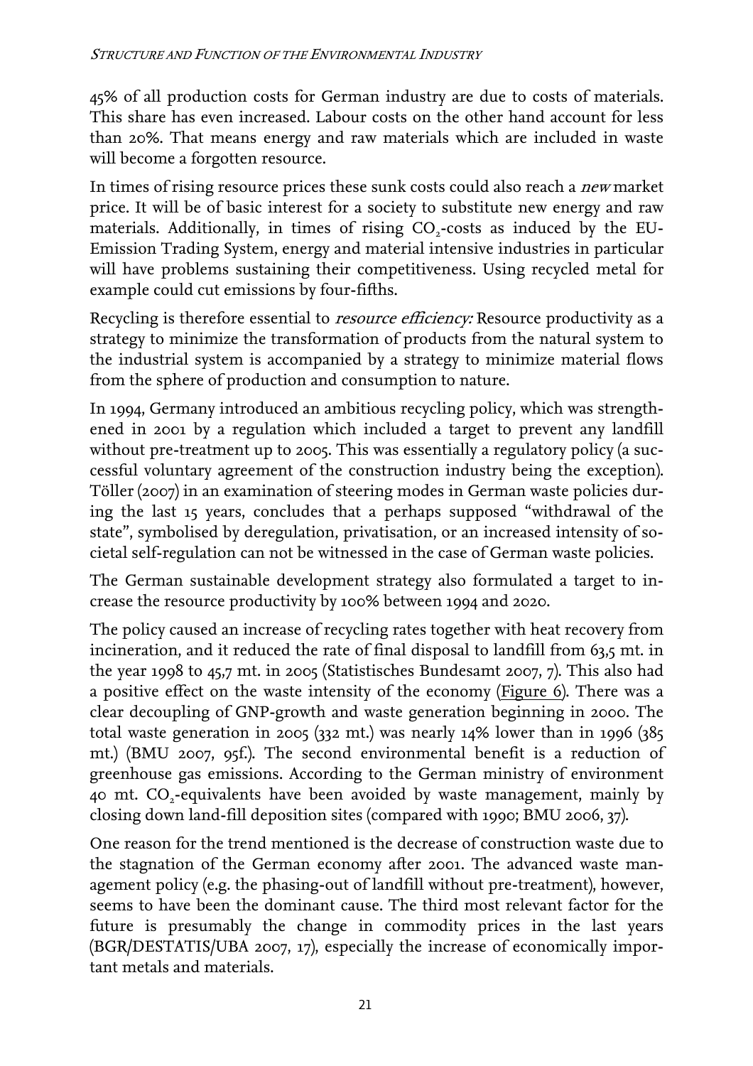45% of all production costs for German industry are due to costs of materials. This share has even increased. Labour costs on the other hand account for less than 20%. That means energy and raw materials which are included in waste will become a forgotten resource.

In times of rising resource prices these sunk costs could also reach a *new* market price. It will be of basic interest for a society to substitute new energy and raw materials. Additionally, in times of rising $CO_2$-costs as induced by the EU-Emission Trading System, energy and material intensive industries in particular will have problems sustaining their competitiveness. Using recycled metal for example could cut emissions by four-fifths.

Recycling is therefore essential to *resource efficiency:* Resource productivity as a strategy to minimize the transformation of products from the natural system to the industrial system is accompanied by a strategy to minimize material flows from the sphere of production and consumption to nature.

In 1994, Germany introduced an ambitious recycling policy, which was strengthened in 2001 by a regulation which included a target to prevent any landfill without pre-treatment up to 2005. This was essentially a regulatory policy (a successful voluntary agreement of the construction industry being the exception). Töller (2007) in an examination of steering modes in German waste policies during the last 15 years, concludes that a perhaps supposed "withdrawal of the state", symbolised by deregulation, privatisation, or an increased intensity of societal self-regulation can not be witnessed in the case of German waste policies.

The German sustainable development strategy also formulated a target to increase the resource productivity by 100% between 1994 and 2020.

The policy caused an increase of recycling rates together with heat recovery from incineration, and it reduced the rate of final disposal to landfill from 63,5 mt. in the year 1998 to 45,7 mt. in 2005 (Statistisches Bundesamt 2007, 7). This also had a positive effect on the waste intensity of the economy (Figure 6). There was a clear decoupling of GNP-growth and waste generation beginning in 2000. The total waste generation in 2005 (332 mt.) was nearly 14% lower than in 1996 (385 mt.) (BMU 2007, 95f.). The second environmental benefit is a reduction of greenhouse gas emissions. According to the German ministry of environment 40 mt. $CO_2$-equivalents have been avoided by waste management, mainly by closing down land-fill deposition sites (compared with 1990; BMU 2006, 37).

One reason for the trend mentioned is the decrease of construction waste due to the stagnation of the German economy after 2001. The advanced waste management policy (e.g. the phasing-out of landfill without pre-treatment), however, seems to have been the dominant cause. The third most relevant factor for the future is presumably the change in commodity prices in the last years (BGR/DESTATIS/UBA 2007, 17), especially the increase of economically important metals and materials.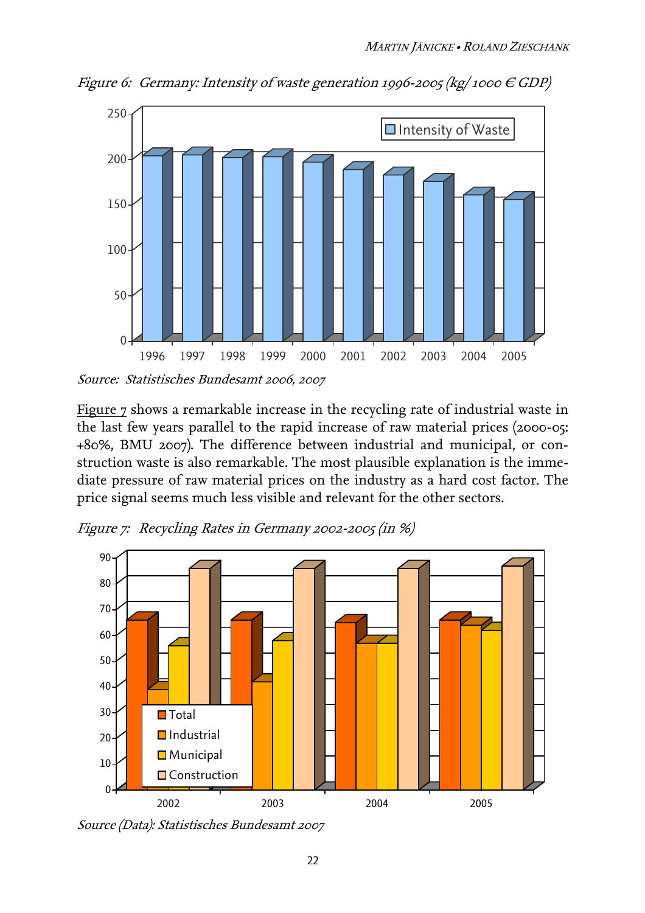*Figure 6: Germany: Intensity of waste generation 1996-2005 (kg/ 1000 € GDP)*

*Source: Statistisches Bundesamt 2006, 2007*

Figure 7 shows a remarkable increase in the recycling rate of industrial waste in the last few years parallel to the rapid increase of raw material prices (2000-05: +80%, BMU 2007). The difference between industrial and municipal, or construction waste is also remarkable. The most plausible explanation is the immediate pressure of raw material prices on the industry as a hard cost factor. The price signal seems much less visible and relevant for the other sectors.

*Figure 7: Recycling Rates in Germany 2002-2005 (in %)*

*Source (Data): Statistisches Bundesamt 2007*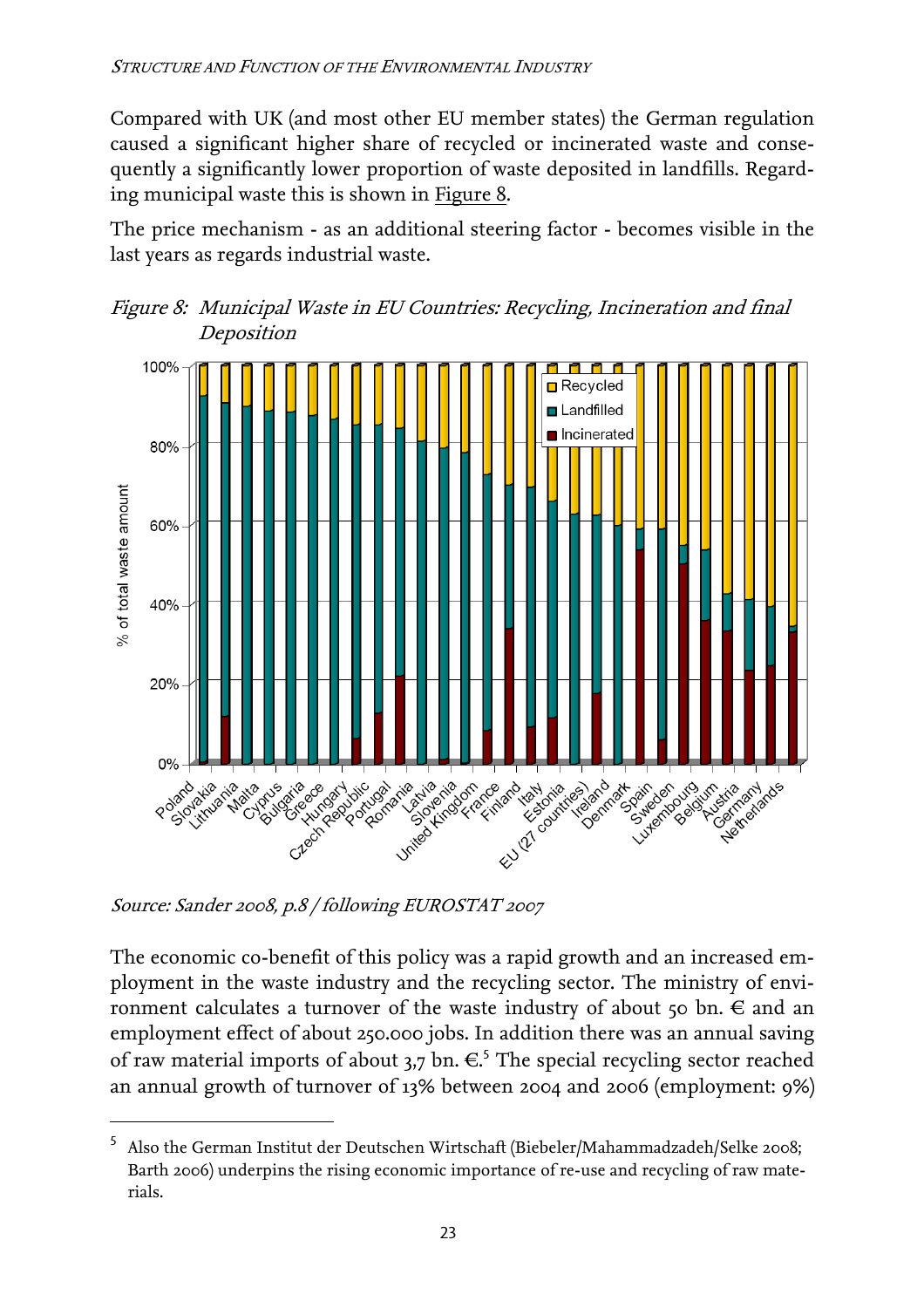Compared with UK (and most other EU member states) the German regulation caused a significant higher share of recycled or incinerated waste and consequently a significantly lower proportion of waste deposited in landfills. Regarding municipal waste this is shown in Figure 8.

The price mechanism - as an additional steering factor - becomes visible in the last years as regards industrial waste.

*Figure 8: Municipal Waste in EU Countries: Recycling, Incineration and final Deposition*

*Source: Sander 2008, p.8 / following EUROSTAT 2007*

The economic co-benefit of this policy was a rapid growth and an increased employment in the waste industry and the recycling sector. The ministry of environment calculates a turnover of the waste industry of about 50 bn. € and an employment effect of about 250.000 jobs. In addition there was an annual saving of raw material imports of about 3,7 bn. €.[5] The special recycling sector reached an annual growth of turnover of 13% between 2004 and 2006 (employment: 9%)

[5] Also the German Institut der Deutschen Wirtschaft (Biebeler/Mahammadzadeh/Selke 2008; Barth 2006) underpins the rising economic importance of re-use and recycling of raw materials.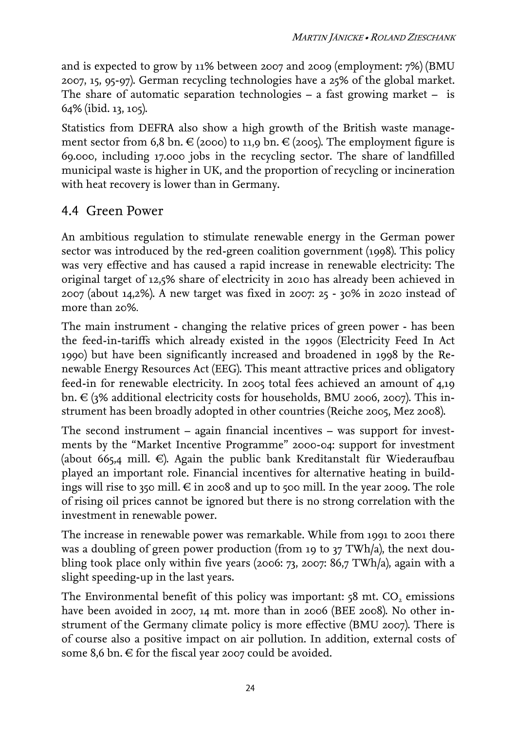and is expected to grow by 11% between 2007 and 2009 (employment: 7%) (BMU 2007, 15, 95-97). German recycling technologies have a 25% of the global market. The share of automatic separation technologies – a fast growing market – is 64% (ibid. 13, 105).

Statistics from DEFRA also show a high growth of the British waste management sector from 6,8 bn. € (2000) to 11,9 bn. € (2005). The employment figure is 69.000, including 17.000 jobs in the recycling sector. The share of landfilled municipal waste is higher in UK, and the proportion of recycling or incineration with heat recovery is lower than in Germany.

## 4.4 Green Power

An ambitious regulation to stimulate renewable energy in the German power sector was introduced by the red-green coalition government (1998). This policy was very effective and has caused a rapid increase in renewable electricity: The original target of 12,5% share of electricity in 2010 has already been achieved in 2007 (about 14,2%). A new target was fixed in 2007: 25 - 30% in 2020 instead of more than 20%.

The main instrument - changing the relative prices of green power - has been the feed-in-tariffs which already existed in the 1990s (Electricity Feed In Act 1990) but have been significantly increased and broadened in 1998 by the Renewable Energy Resources Act (EEG). This meant attractive prices and obligatory feed-in for renewable electricity. In 2005 total fees achieved an amount of 4,19 bn. € (3% additional electricity costs for households, BMU 2006, 2007). This instrument has been broadly adopted in other countries (Reiche 2005, Mez 2008).

The second instrument – again financial incentives – was support for investments by the "Market Incentive Programme" 2000-04: support for investment (about 665,4 mill. €). Again the public bank Kreditanstalt für Wiederaufbau played an important role. Financial incentives for alternative heating in buildings will rise to 350 mill. € in 2008 and up to 500 mill. In the year 2009. The role of rising oil prices cannot be ignored but there is no strong correlation with the investment in renewable power.

The increase in renewable power was remarkable. While from 1991 to 2001 there was a doubling of green power production (from 19 to 37 TWh/a), the next doubling took place only within five years (2006: 73, 2007: 86,7 TWh/a), again with a slight speeding-up in the last years.

The Environmental benefit of this policy was important: 58 mt. $CO_2$ emissions have been avoided in 2007, 14 mt. more than in 2006 (BEE 2008). No other instrument of the Germany climate policy is more effective (BMU 2007). There is of course also a positive impact on air pollution. In addition, external costs of some 8,6 bn. € for the fiscal year 2007 could be avoided.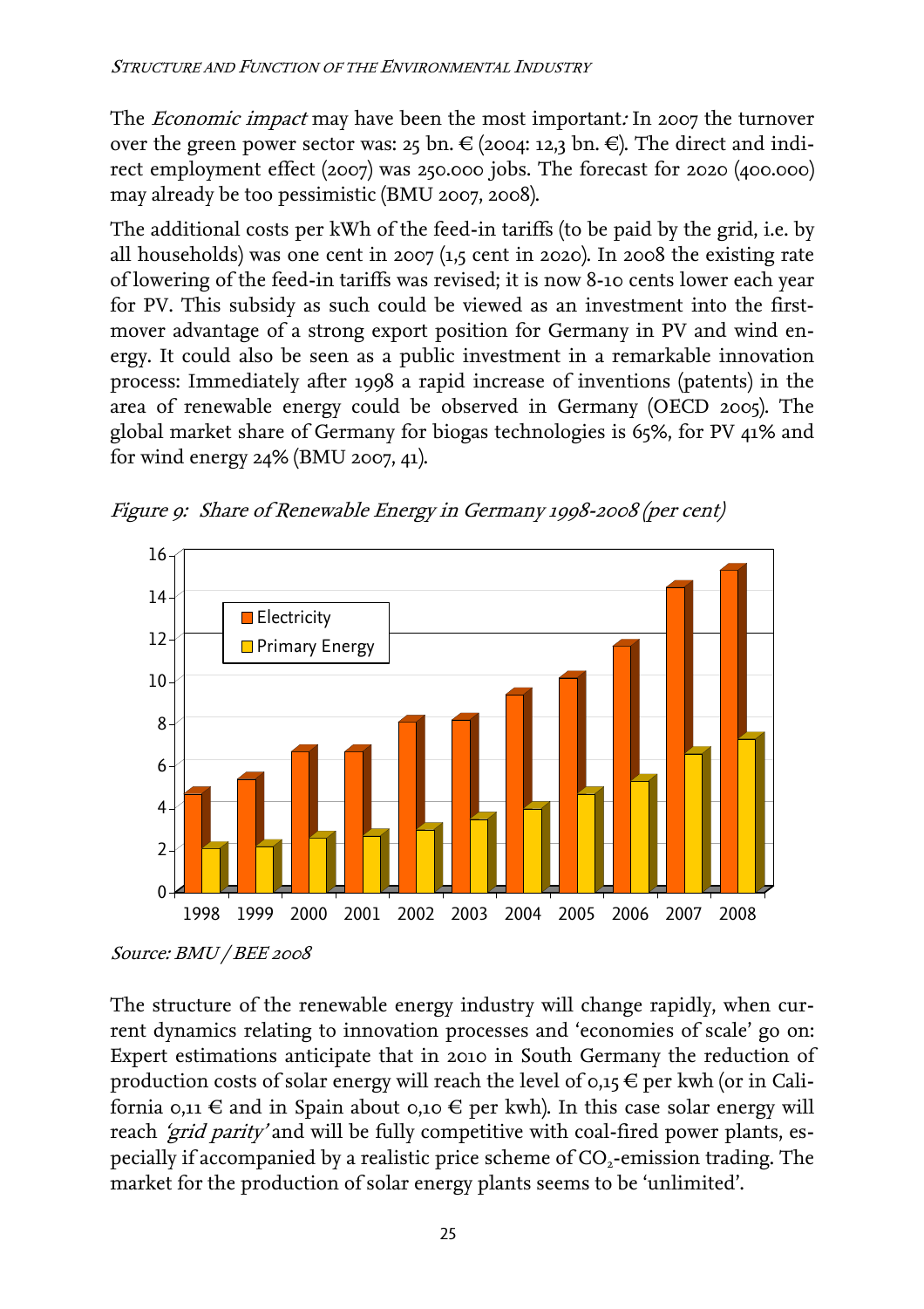The *Economic impact* may have been the most important*:* In 2007 the turnover over the green power sector was: 25 bn. € (2004: 12,3 bn. €). The direct and indirect employment effect (2007) was 250.000 jobs. The forecast for 2020 (400.000) may already be too pessimistic (BMU 2007, 2008).

The additional costs per kWh of the feed-in tariffs (to be paid by the grid, i.e. by all households) was one cent in 2007 (1,5 cent in 2020). In 2008 the existing rate of lowering of the feed-in tariffs was revised; it is now 8-10 cents lower each year for PV. This subsidy as such could be viewed as an investment into the first-mover advantage of a strong export position for Germany in PV and wind energy. It could also be seen as a public investment in a remarkable innovation process: Immediately after 1998 a rapid increase of inventions (patents) in the area of renewable energy could be observed in Germany (OECD 2005). The global market share of Germany for biogas technologies is 65%, for PV 41% and for wind energy 24% (BMU 2007, 41).

*Figure 9: Share of Renewable Energy in Germany 1998-2008 (per cent)*

*Source: BMU / BEE 2008*

The structure of the renewable energy industry will change rapidly, when current dynamics relating to innovation processes and 'economies of scale' go on: Expert estimations anticipate that in 2010 in South Germany the reduction of production costs of solar energy will reach the level of 0,15 € per kwh (or in California 0,11 € and in Spain about 0,10 € per kwh). In this case solar energy will reach *'grid parity'* and will be fully competitive with coal-fired power plants, especially if accompanied by a realistic price scheme of $CO_2$-emission trading. The market for the production of solar energy plants seems to be 'unlimited'.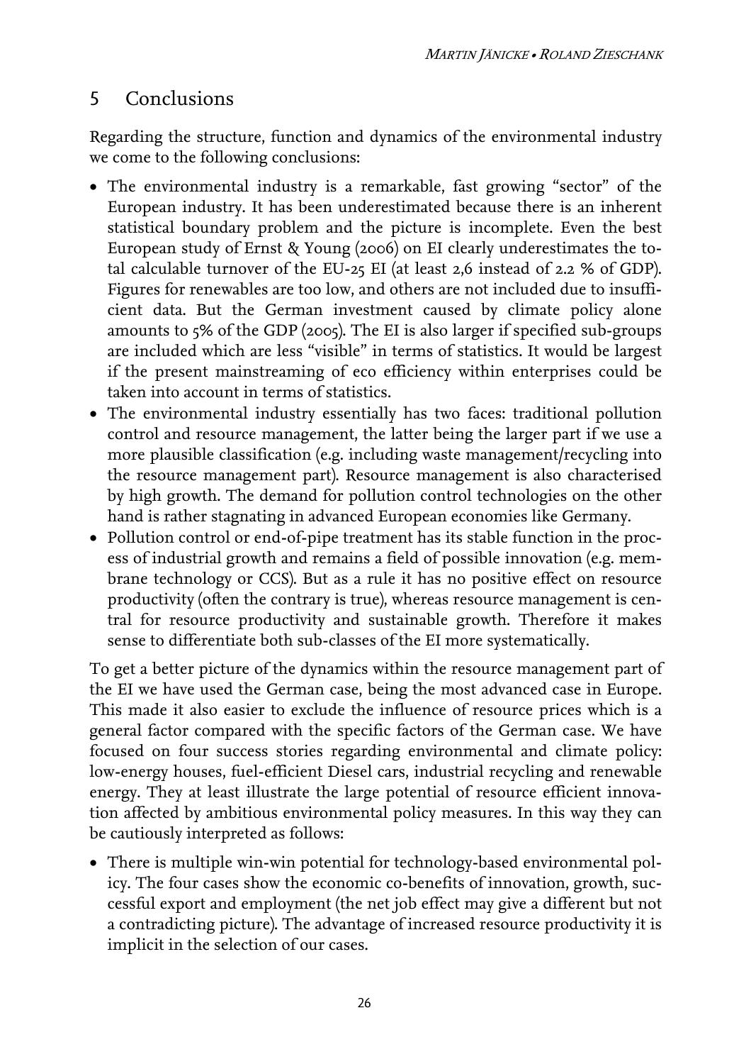## 5 Conclusions

Regarding the structure, function and dynamics of the environmental industry we come to the following conclusions:

- The environmental industry is a remarkable, fast growing "sector" of the European industry. It has been underestimated because there is an inherent statistical boundary problem and the picture is incomplete. Even the best European study of Ernst & Young (2006) on EI clearly underestimates the total calculable turnover of the EU-25 EI (at least 2,6 instead of 2.2 % of GDP). Figures for renewables are too low, and others are not included due to insufficient data. But the German investment caused by climate policy alone amounts to 5% of the GDP (2005). The EI is also larger if specified sub-groups are included which are less "visible" in terms of statistics. It would be largest if the present mainstreaming of eco efficiency within enterprises could be taken into account in terms of statistics.
- The environmental industry essentially has two faces: traditional pollution control and resource management, the latter being the larger part if we use a more plausible classification (e.g. including waste management/recycling into the resource management part). Resource management is also characterised by high growth. The demand for pollution control technologies on the other hand is rather stagnating in advanced European economies like Germany.
- Pollution control or end-of-pipe treatment has its stable function in the process of industrial growth and remains a field of possible innovation (e.g. membrane technology or CCS). But as a rule it has no positive effect on resource productivity (often the contrary is true), whereas resource management is central for resource productivity and sustainable growth. Therefore it makes sense to differentiate both sub-classes of the EI more systematically.

To get a better picture of the dynamics within the resource management part of the EI we have used the German case, being the most advanced case in Europe. This made it also easier to exclude the influence of resource prices which is a general factor compared with the specific factors of the German case. We have focused on four success stories regarding environmental and climate policy: low-energy houses, fuel-efficient Diesel cars, industrial recycling and renewable energy. They at least illustrate the large potential of resource efficient innovation affected by ambitious environmental policy measures. In this way they can be cautiously interpreted as follows:

- There is multiple win-win potential for technology-based environmental policy. The four cases show the economic co-benefits of innovation, growth, successful export and employment (the net job effect may give a different but not a contradicting picture). The advantage of increased resource productivity it is implicit in the selection of our cases.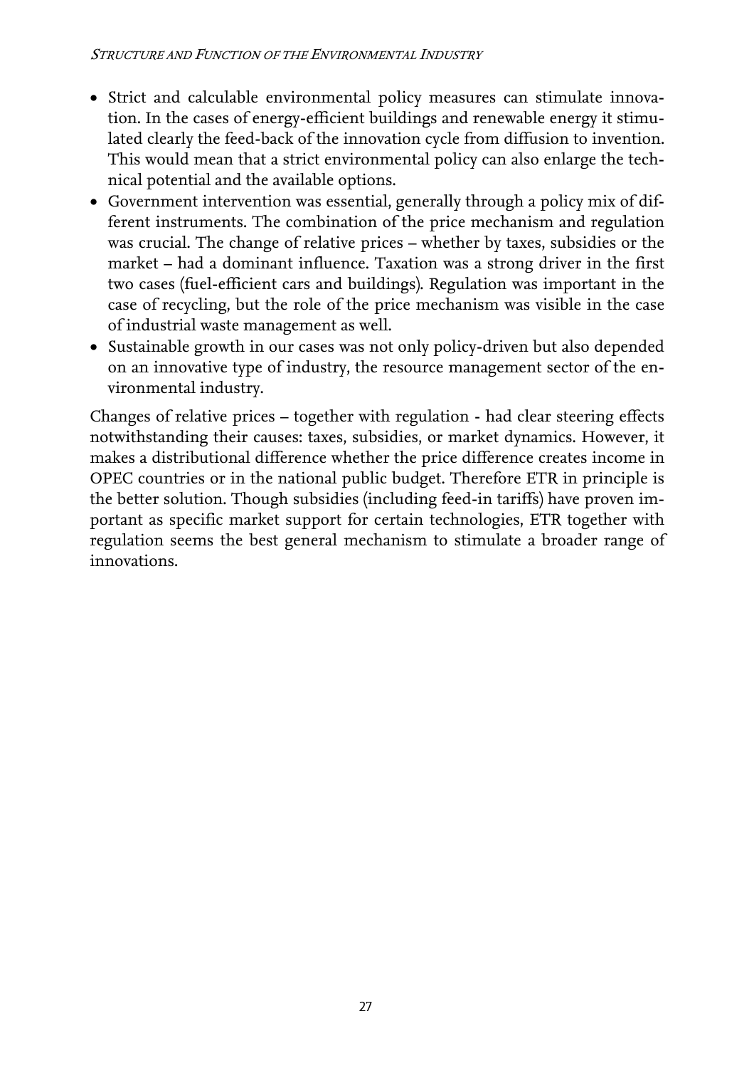- Strict and calculable environmental policy measures can stimulate innovation. In the cases of energy-efficient buildings and renewable energy it stimulated clearly the feed-back of the innovation cycle from diffusion to invention. This would mean that a strict environmental policy can also enlarge the technical potential and the available options.
- Government intervention was essential, generally through a policy mix of different instruments. The combination of the price mechanism and regulation was crucial. The change of relative prices – whether by taxes, subsidies or the market – had a dominant influence. Taxation was a strong driver in the first two cases (fuel-efficient cars and buildings). Regulation was important in the case of recycling, but the role of the price mechanism was visible in the case of industrial waste management as well.
- Sustainable growth in our cases was not only policy-driven but also depended on an innovative type of industry, the resource management sector of the environmental industry.

Changes of relative prices – together with regulation - had clear steering effects notwithstanding their causes: taxes, subsidies, or market dynamics. However, it makes a distributional difference whether the price difference creates income in OPEC countries or in the national public budget. Therefore ETR in principle is the better solution. Though subsidies (including feed-in tariffs) have proven important as specific market support for certain technologies, ETR together with regulation seems the best general mechanism to stimulate a broader range of innovations.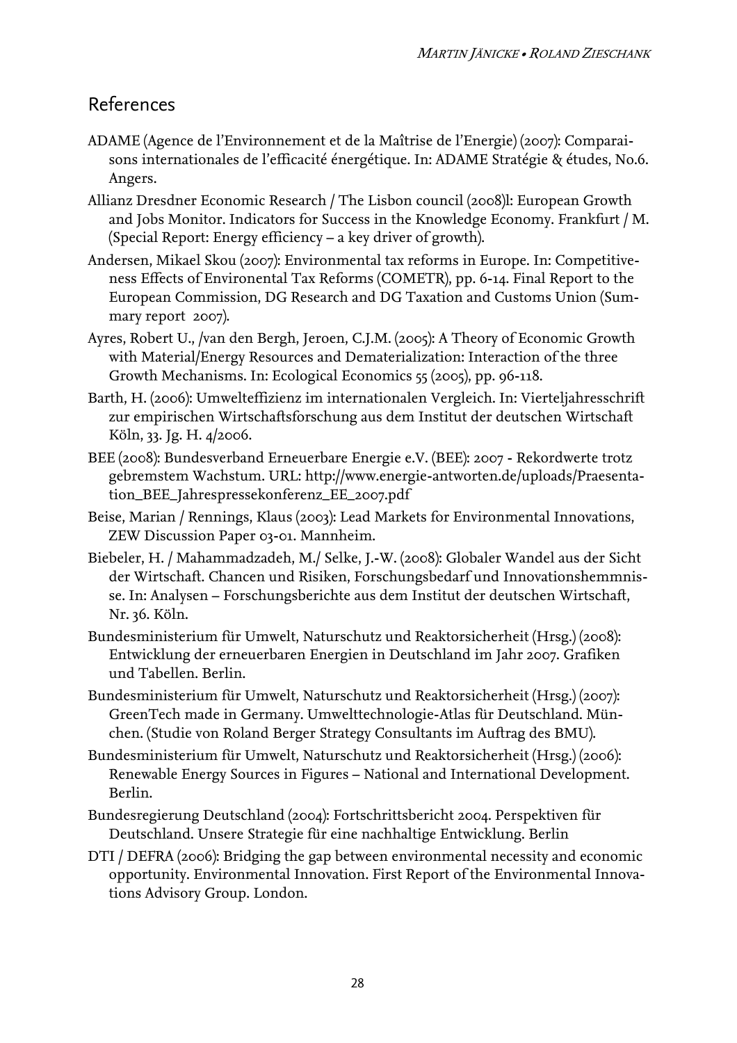## References

ADAME (Agence de l'Environnement et de la Maîtrise de l'Energie) (2007): Comparaisons internationales de l'efficacité énergétique. In: ADAME Stratégie & études, No.6. Angers.

Allianz Dresdner Economic Research / The Lisbon council (2008)l: European Growth and Jobs Monitor. Indicators for Success in the Knowledge Economy. Frankfurt / M. (Special Report: Energy efficiency – a key driver of growth).

Andersen, Mikael Skou (2007): Environmental tax reforms in Europe. In: Competitiveness Effects of Environental Tax Reforms (COMETR), pp. 6-14. Final Report to the European Commission, DG Research and DG Taxation and Customs Union (Summary report 2007).

Ayres, Robert U., /van den Bergh, Jeroen, C.J.M. (2005): A Theory of Economic Growth with Material/Energy Resources and Dematerialization: Interaction of the three Growth Mechanisms. In: Ecological Economics 55 (2005), pp. 96-118.

Barth, H. (2006): Umwelteffizienz im internationalen Vergleich. In: Vierteljahresschrift zur empirischen Wirtschaftsforschung aus dem Institut der deutschen Wirtschaft Köln, 33. Jg. H. 4/2006.

BEE (2008): Bundesverband Erneuerbare Energie e.V. (BEE): 2007 - Rekordwerte trotz gebremstem Wachstum. URL: http://www.energie-antworten.de/uploads/Praesentation_BEE_Jahrespressekonferenz_EE_2007.pdf

Beise, Marian / Rennings, Klaus (2003): Lead Markets for Environmental Innovations, ZEW Discussion Paper 03-01. Mannheim.

Biebeler, H. / Mahammadzadeh, M./ Selke, J.-W. (2008): Globaler Wandel aus der Sicht der Wirtschaft. Chancen und Risiken, Forschungsbedarf und Innovationshemmnisse. In: Analysen – Forschungsberichte aus dem Institut der deutschen Wirtschaft, Nr. 36. Köln.

Bundesministerium für Umwelt, Naturschutz und Reaktorsicherheit (Hrsg.) (2008): Entwicklung der erneuerbaren Energien in Deutschland im Jahr 2007. Grafiken und Tabellen. Berlin.

Bundesministerium für Umwelt, Naturschutz und Reaktorsicherheit (Hrsg.) (2007): GreenTech made in Germany. Umwelttechnologie-Atlas für Deutschland. München. (Studie von Roland Berger Strategy Consultants im Auftrag des BMU).

Bundesministerium für Umwelt, Naturschutz und Reaktorsicherheit (Hrsg.) (2006): Renewable Energy Sources in Figures – National and International Development. Berlin.

Bundesregierung Deutschland (2004): Fortschrittsbericht 2004. Perspektiven für Deutschland. Unsere Strategie für eine nachhaltige Entwicklung. Berlin

DTI / DEFRA (2006): Bridging the gap between environmental necessity and economic opportunity. Environmental Innovation. First Report of the Environmental Innovations Advisory Group. London.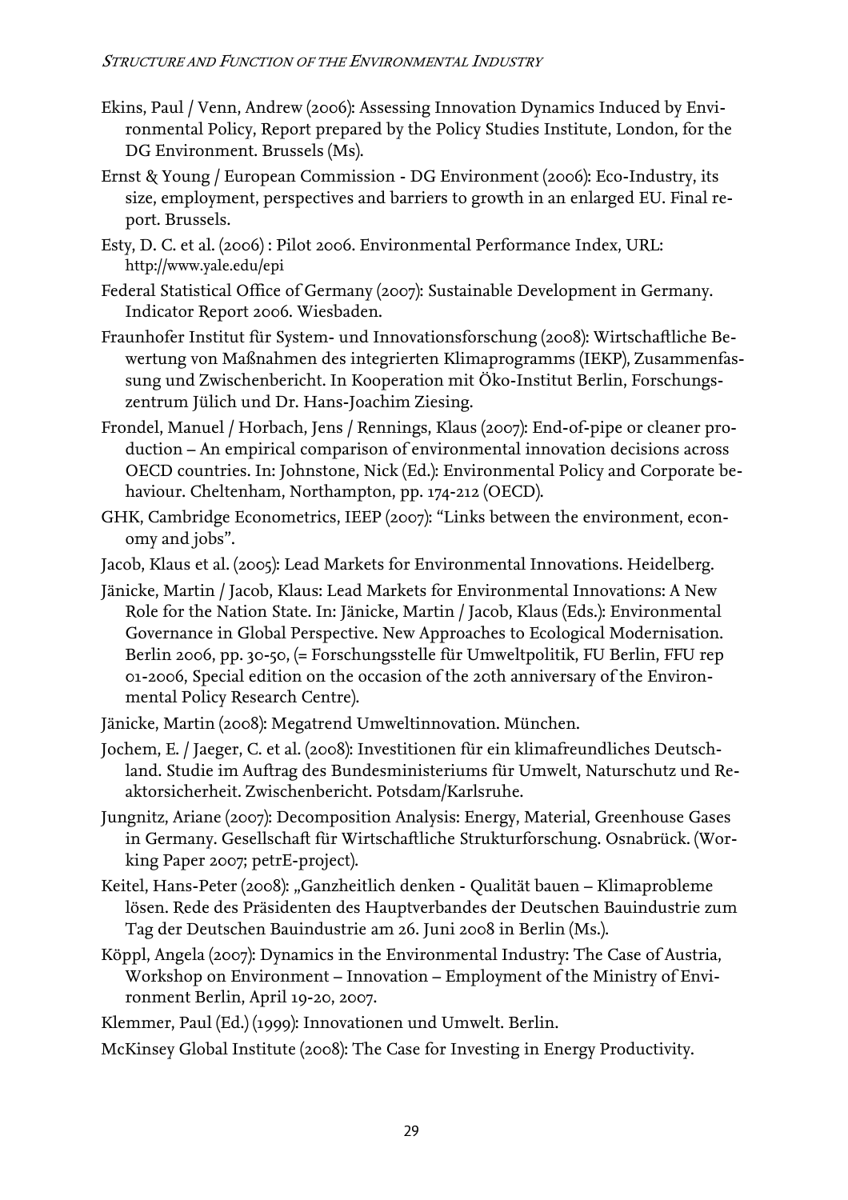Ekins, Paul / Venn, Andrew (2006): Assessing Innovation Dynamics Induced by Environmental Policy, Report prepared by the Policy Studies Institute, London, for the DG Environment. Brussels (Ms).

Ernst & Young / European Commission - DG Environment (2006): Eco-Industry, its size, employment, perspectives and barriers to growth in an enlarged EU. Final report. Brussels.

Esty, D. C. et al. (2006) : Pilot 2006. Environmental Performance Index, URL: http://www.yale.edu/epi

Federal Statistical Office of Germany (2007): Sustainable Development in Germany. Indicator Report 2006. Wiesbaden.

Fraunhofer Institut für System- und Innovationsforschung (2008): Wirtschaftliche Bewertung von Maßnahmen des integrierten Klimaprogramms (IEKP), Zusammenfassung und Zwischenbericht. In Kooperation mit Öko-Institut Berlin, Forschungszentrum Jülich und Dr. Hans-Joachim Ziesing.

Frondel, Manuel / Horbach, Jens / Rennings, Klaus (2007): End-of-pipe or cleaner production – An empirical comparison of environmental innovation decisions across OECD countries. In: Johnstone, Nick (Ed.): Environmental Policy and Corporate behaviour. Cheltenham, Northampton, pp. 174-212 (OECD).

GHK, Cambridge Econometrics, IEEP (2007): "Links between the environment, economy and jobs".

Jacob, Klaus et al. (2005): Lead Markets for Environmental Innovations. Heidelberg.

Jänicke, Martin / Jacob, Klaus: Lead Markets for Environmental Innovations: A New Role for the Nation State. In: Jänicke, Martin / Jacob, Klaus (Eds.): Environmental Governance in Global Perspective. New Approaches to Ecological Modernisation. Berlin 2006, pp. 30-50, (= Forschungsstelle für Umweltpolitik, FU Berlin, FFU rep 01-2006, Special edition on the occasion of the 20th anniversary of the Environmental Policy Research Centre).

Jänicke, Martin (2008): Megatrend Umweltinnovation. München.

Jochem, E. / Jaeger, C. et al. (2008): Investitionen für ein klimafreundliches Deutschland. Studie im Auftrag des Bundesministeriums für Umwelt, Naturschutz und Reaktorsicherheit. Zwischenbericht. Potsdam/Karlsruhe.

Jungnitz, Ariane (2007): Decomposition Analysis: Energy, Material, Greenhouse Gases in Germany. Gesellschaft für Wirtschaftliche Strukturforschung. Osnabrück. (Working Paper 2007; petrE-project).

Keitel, Hans-Peter (2008): „Ganzheitlich denken - Qualität bauen – Klimaprobleme lösen. Rede des Präsidenten des Hauptverbandes der Deutschen Bauindustrie zum Tag der Deutschen Bauindustrie am 26. Juni 2008 in Berlin (Ms.).

Köppl, Angela (2007): Dynamics in the Environmental Industry: The Case of Austria, Workshop on Environment – Innovation – Employment of the Ministry of Environment Berlin, April 19-20, 2007.

Klemmer, Paul (Ed.) (1999): Innovationen und Umwelt. Berlin.

McKinsey Global Institute (2008): The Case for Investing in Energy Productivity.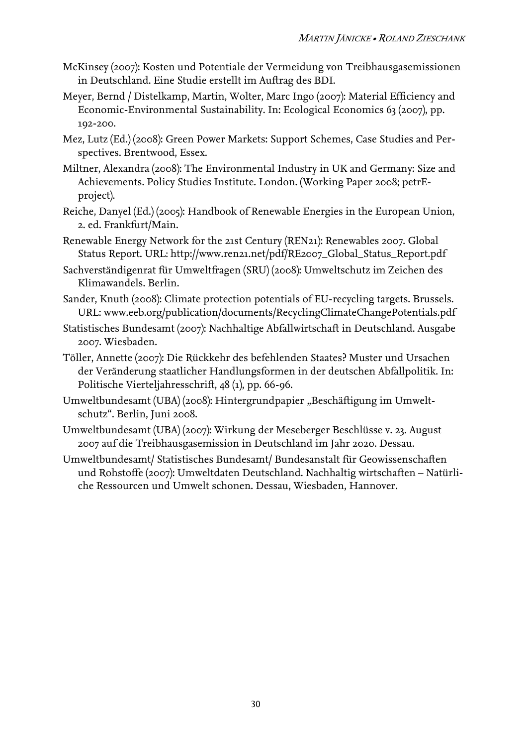McKinsey (2007): Kosten und Potentiale der Vermeidung von Treibhausgasemissionen in Deutschland. Eine Studie erstellt im Auftrag des BDI.

Meyer, Bernd / Distelkamp, Martin, Wolter, Marc Ingo (2007): Material Efficiency and Economic-Environmental Sustainability. In: Ecological Economics 63 (2007), pp. 192-200.

Mez, Lutz (Ed.) (2008): Green Power Markets: Support Schemes, Case Studies and Perspectives. Brentwood, Essex.

Miltner, Alexandra (2008): The Environmental Industry in UK and Germany: Size and Achievements. Policy Studies Institute. London. (Working Paper 2008; petrE-project).

Reiche, Danyel (Ed.) (2005): Handbook of Renewable Energies in the European Union, 2. ed. Frankfurt/Main.

Renewable Energy Network for the 21st Century (REN21): Renewables 2007. Global Status Report. URL: http://www.ren21.net/pdf/RE2007_Global_Status_Report.pdf

Sachverständigenrat für Umweltfragen (SRU) (2008): Umweltschutz im Zeichen des Klimawandels. Berlin.

Sander, Knuth (2008): Climate protection potentials of EU-recycling targets. Brussels. URL: www.eeb.org/publication/documents/RecyclingClimateChangePotentials.pdf

Statistisches Bundesamt (2007): Nachhaltige Abfallwirtschaft in Deutschland. Ausgabe 2007. Wiesbaden.

Töller, Annette (2007): Die Rückkehr des befehlenden Staates? Muster und Ursachen der Veränderung staatlicher Handlungsformen in der deutschen Abfallpolitik. In: Politische Vierteljahresschrift, 48 (1), pp. 66-96.

Umweltbundesamt (UBA) (2008): Hintergrundpapier „Beschäftigung im Umweltschutz". Berlin, Juni 2008.

Umweltbundesamt (UBA) (2007): Wirkung der Meseberger Beschlüsse v. 23. August 2007 auf die Treibhausgasemission in Deutschland im Jahr 2020. Dessau.

Umweltbundesamt/ Statistisches Bundesamt/ Bundesanstalt für Geowissenschaften und Rohstoffe (2007): Umweltdaten Deutschland. Nachhaltig wirtschaften – Natürliche Ressourcen und Umwelt schonen. Dessau, Wiesbaden, Hannover.